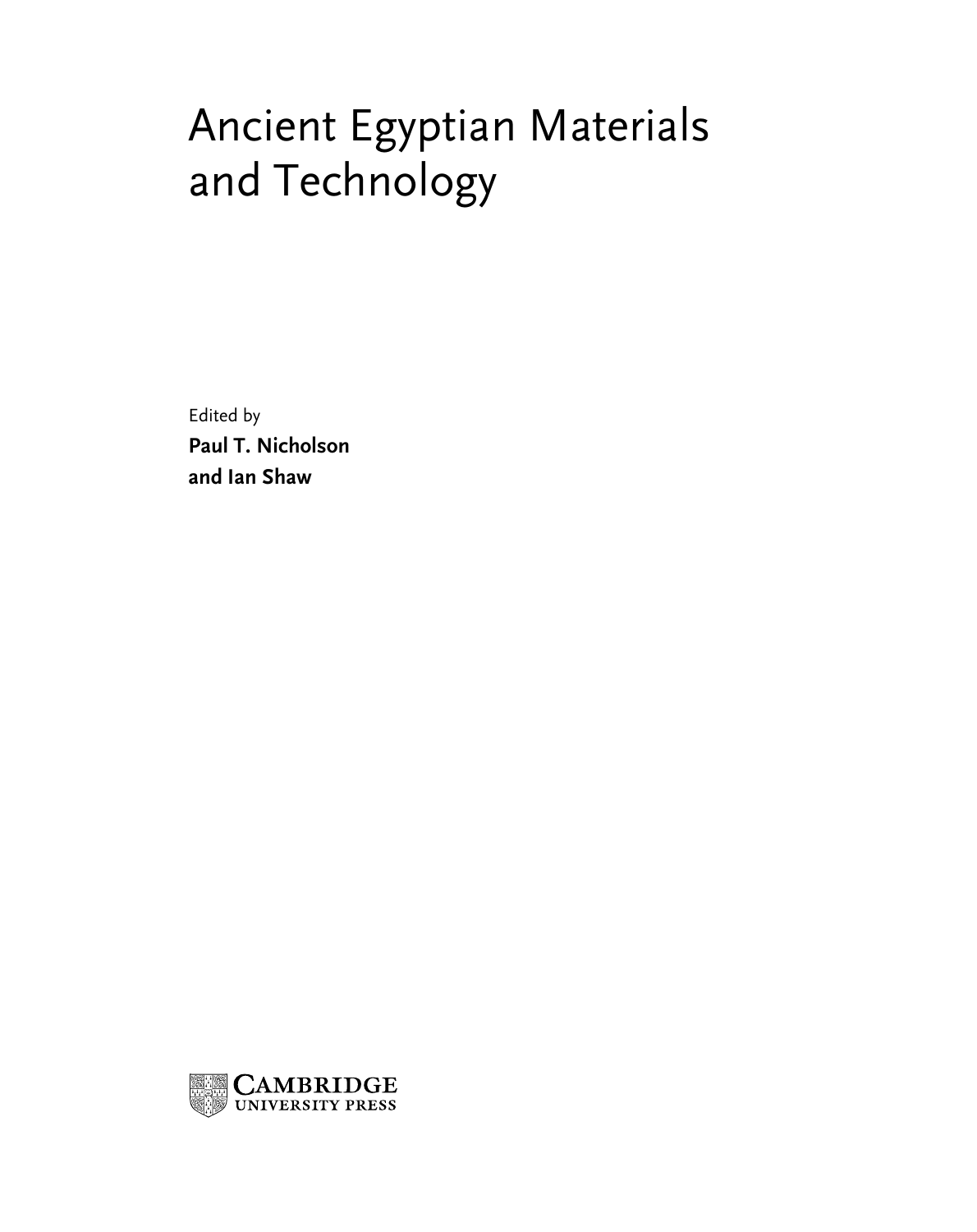# Ancient Egyptian Materials and Technology

Edited by

**Paul T. Nicholson**
**and Ian Shaw**

CAMBRIDGE
UNIVERSITY PRESS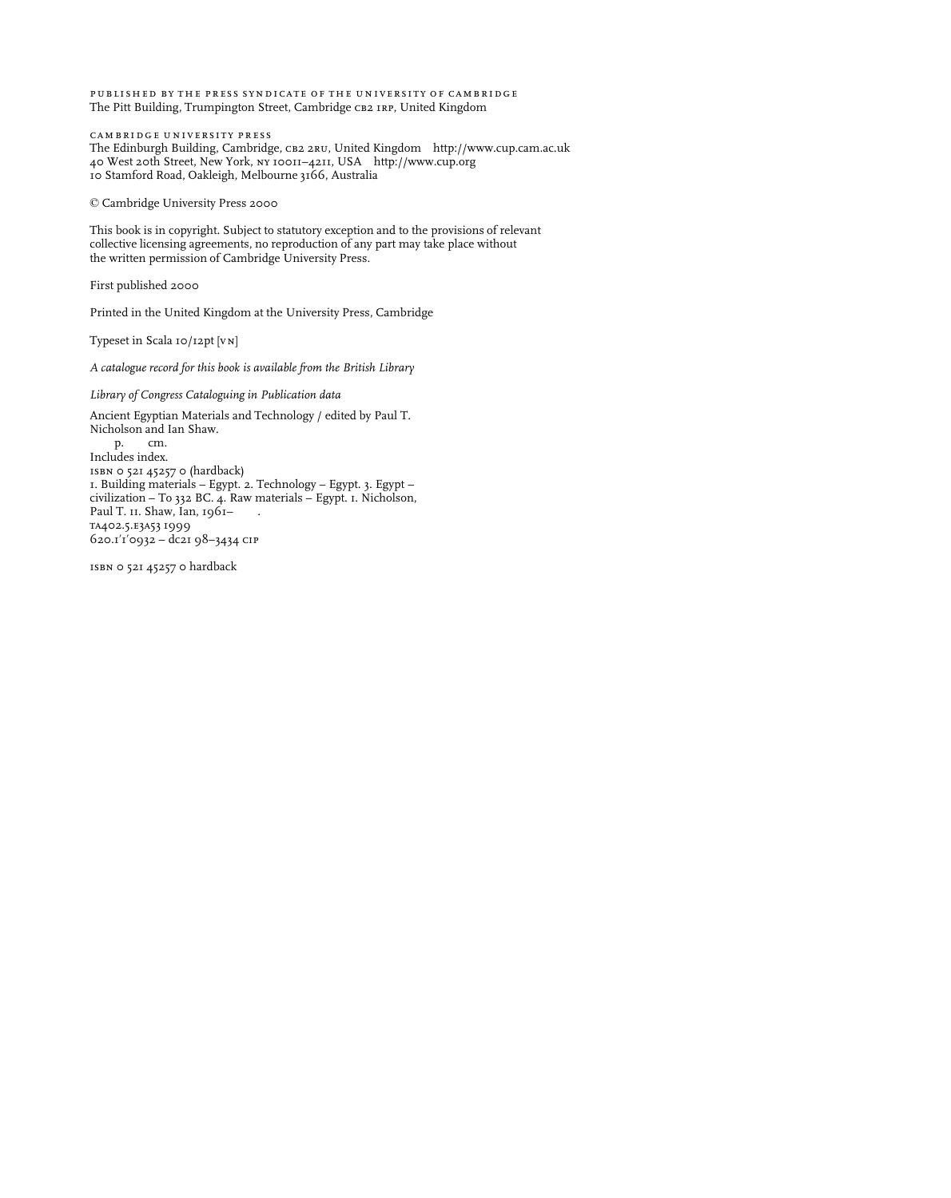PUBLISHED BY THE PRESS SYNDICATE OF THE UNIVERSITY OF CAMBRIDGE
The Pitt Building, Trumpington Street, Cambridge CB2 1RP, United Kingdom

CAMBRIDGE UNIVERSITY PRESS
The Edinburgh Building, Cambridge, CB2 2RU, United Kingdom http://www.cup.cam.ac.uk
40 West 20th Street, New York, NY 10011–4211, USA http://www.cup.org
10 Stamford Road, Oakleigh, Melbourne 3166, Australia

© Cambridge University Press 2000

This book is in copyright. Subject to statutory exception and to the provisions of relevant collective licensing agreements, no reproduction of any part may take place without the written permission of Cambridge University Press.

First published 2000

Printed in the United Kingdom at the University Press, Cambridge

Typeset in Scala 10/12pt [VN]

*A catalogue record for this book is available from the British Library*

*Library of Congress Cataloguing in Publication data*

Ancient Egyptian Materials and Technology / edited by Paul T. Nicholson and Ian Shaw.
p. cm.
Includes index.
ISBN 0 521 45257 0 (hardback)
1. Building materials – Egypt. 2. Technology – Egypt. 3. Egypt – civilization – To 332 BC. 4. Raw materials – Egypt. I. Nicholson, Paul T. II. Shaw, Ian, 1961– .
TA402.5.E3A53 1999
620.1′1′0932 – dc21 98–3434 CIP

ISBN 0 521 45257 0 hardback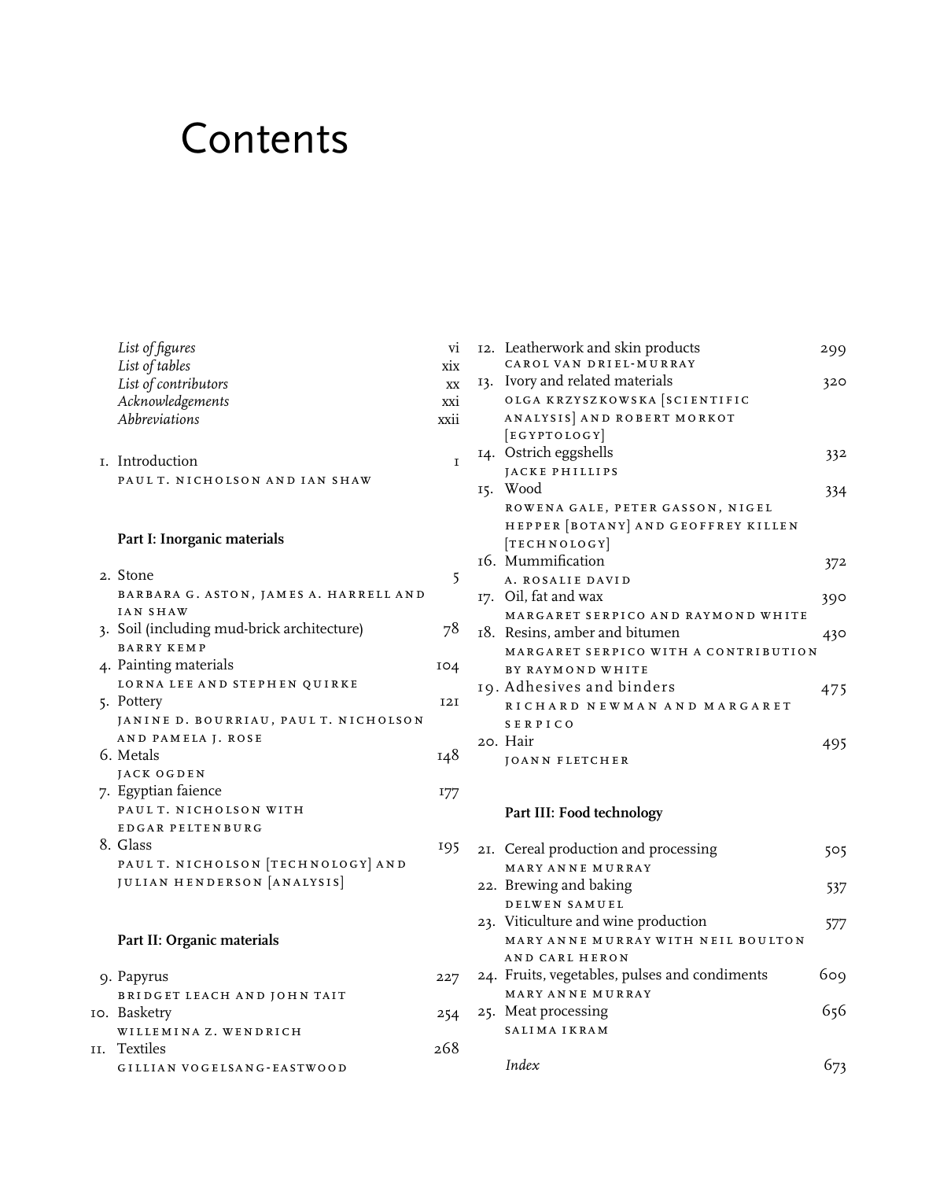# Contents

*List of figures* vi
*List of tables* xix
*List of contributors* xx
*Acknowledgements* xxi
*Abbreviations* xxii

1. Introduction 1
   PAUL T. NICHOLSON AND IAN SHAW

**Part I: Inorganic materials**

2. Stone 5
   BARBARA G. ASTON, JAMES A. HARRELL AND IAN SHAW
3. Soil (including mud-brick architecture) 78
   BARRY KEMP
4. Painting materials 104
   LORNA LEE AND STEPHEN QUIRKE
5. Pottery 121
   JANINE D. BOURRIAU, PAUL T. NICHOLSON AND PAMELA J. ROSE
6. Metals 148
   JACK OGDEN
7. Egyptian faience 177
   PAUL T. NICHOLSON WITH EDGAR PELTENBURG
8. Glass 195
   PAUL T. NICHOLSON [TECHNOLOGY] AND JULIAN HENDERSON [ANALYSIS]

**Part II: Organic materials**

9. Papyrus 227
   BRIDGET LEACH AND JOHN TAIT
10. Basketry 254
    WILLEMINA Z. WENDRICH
11. Textiles 268
    GILLIAN VOGELSANG-EASTWOOD
12. Leatherwork and skin products 299
    CAROL VAN DRIEL-MURRAY
13. Ivory and related materials 320
    OLGA KRZYSZKOWSKA [SCIENTIFIC ANALYSIS] AND ROBERT MORKOT [EGYPTOLOGY]
14. Ostrich eggshells 332
    JACKE PHILLIPS
15. Wood 334
    ROWENA GALE, PETER GASSON, NIGEL HEPPER [BOTANY] AND GEOFFREY KILLEN [TECHNOLOGY]
16. Mummification 372
    A. ROSALIE DAVID
17. Oil, fat and wax 390
    MARGARET SERPICO AND RAYMOND WHITE
18. Resins, amber and bitumen 430
    MARGARET SERPICO WITH A CONTRIBUTION BY RAYMOND WHITE
19. Adhesives and binders 475
    RICHARD NEWMAN AND MARGARET SERPICO
20. Hair 495
    JOANN FLETCHER

**Part III: Food technology**

21. Cereal production and processing 505
    MARY ANNE MURRAY
22. Brewing and baking 537
    DELWEN SAMUEL
23. Viticulture and wine production 577
    MARY ANNE MURRAY WITH NEIL BOULTON AND CARL HERON
24. Fruits, vegetables, pulses and condiments 609
    MARY ANNE MURRAY
25. Meat processing 656
    SALIMA IKRAM

*Index* 673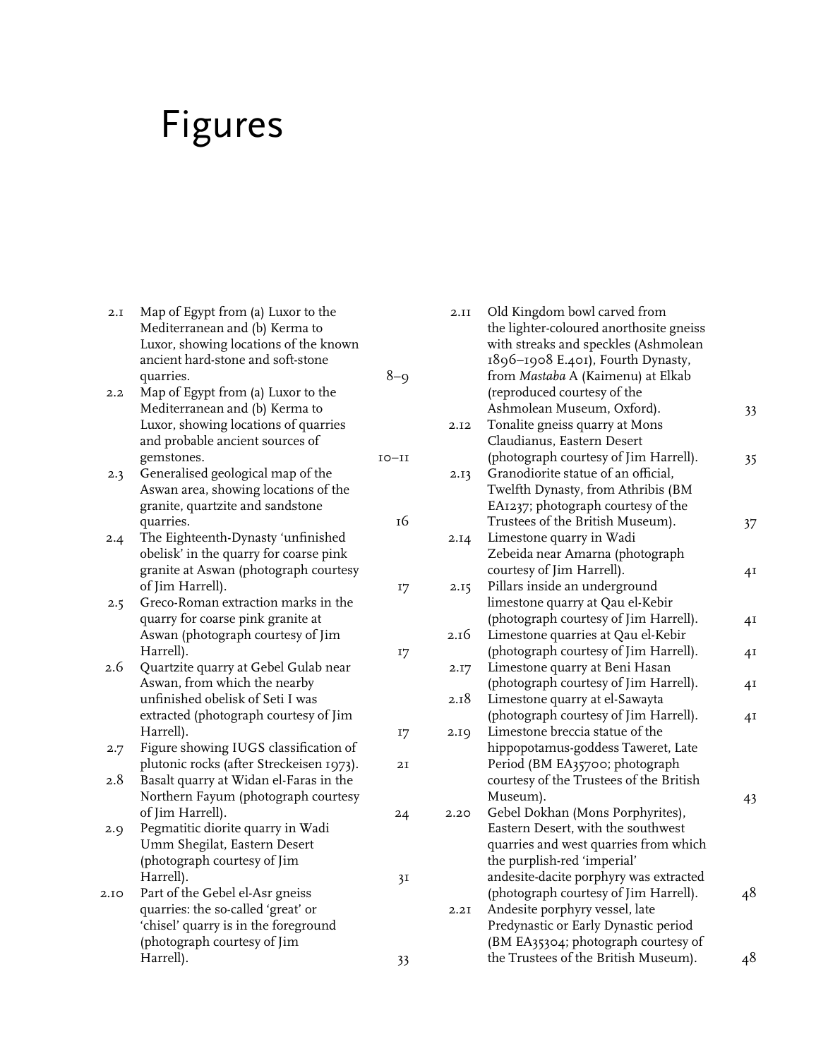# Figures

| | | |
|---|---|---|
| 2.1 | Map of Egypt from (a) Luxor to the Mediterranean and (b) Kerma to Luxor, showing locations of the known ancient hard-stone and soft-stone quarries. | 8–9 |
| 2.2 | Map of Egypt from (a) Luxor to the Mediterranean and (b) Kerma to Luxor, showing locations of quarries and probable ancient sources of gemstones. | 10–11 |
| 2.3 | Generalised geological map of the Aswan area, showing locations of the granite, quartzite and sandstone quarries. | 16 |
| 2.4 | The Eighteenth-Dynasty 'unfinished obelisk' in the quarry for coarse pink granite at Aswan (photograph courtesy of Jim Harrell). | 17 |
| 2.5 | Greco-Roman extraction marks in the quarry for coarse pink granite at Aswan (photograph courtesy of Jim Harrell). | 17 |
| 2.6 | Quartzite quarry at Gebel Gulab near Aswan, from which the nearby unfinished obelisk of Seti I was extracted (photograph courtesy of Jim Harrell). | 17 |
| 2.7 | Figure showing IUGS classification of plutonic rocks (after Streckeisen 1973). | 21 |
| 2.8 | Basalt quarry at Widan el-Faras in the Northern Fayum (photograph courtesy of Jim Harrell). | 24 |
| 2.9 | Pegmatitic diorite quarry in Wadi Umm Shegilat, Eastern Desert (photograph courtesy of Jim Harrell). | 31 |
| 2.10 | Part of the Gebel el-Asr gneiss quarries: the so-called 'great' or 'chisel' quarry is in the foreground (photograph courtesy of Jim Harrell). | 33 |
| 2.11 | Old Kingdom bowl carved from the lighter-coloured anorthosite gneiss with streaks and speckles (Ashmolean 1896–1908 E.401), Fourth Dynasty, from *Mastaba* A (Kaimenu) at Elkab (reproduced courtesy of the Ashmolean Museum, Oxford). | 33 |
| 2.12 | Tonalite gneiss quarry at Mons Claudianus, Eastern Desert (photograph courtesy of Jim Harrell). | 35 |
| 2.13 | Granodiorite statue of an official, Twelfth Dynasty, from Athribis (BM EA1237; photograph courtesy of the Trustees of the British Museum). | 37 |
| 2.14 | Limestone quarry in Wadi Zebeida near Amarna (photograph courtesy of Jim Harrell). | 41 |
| 2.15 | Pillars inside an underground limestone quarry at Qau el-Kebir (photograph courtesy of Jim Harrell). | 41 |
| 2.16 | Limestone quarries at Qau el-Kebir (photograph courtesy of Jim Harrell). | 41 |
| 2.17 | Limestone quarry at Beni Hasan (photograph courtesy of Jim Harrell). | 41 |
| 2.18 | Limestone quarry at el-Sawayta (photograph courtesy of Jim Harrell). | 41 |
| 2.19 | Limestone breccia statue of the hippopotamus-goddess Taweret, Late Period (BM EA35700; photograph courtesy of the Trustees of the British Museum). | 43 |
| 2.20 | Gebel Dokhan (Mons Porphyrites), Eastern Desert, with the southwest quarries and west quarries from which the purplish-red 'imperial' andesite-dacite porphyry was extracted (photograph courtesy of Jim Harrell). | 48 |
| 2.21 | Andesite porphyry vessel, late Predynastic or Early Dynastic period (BM EA35304; photograph courtesy of the Trustees of the British Museum). | 48 |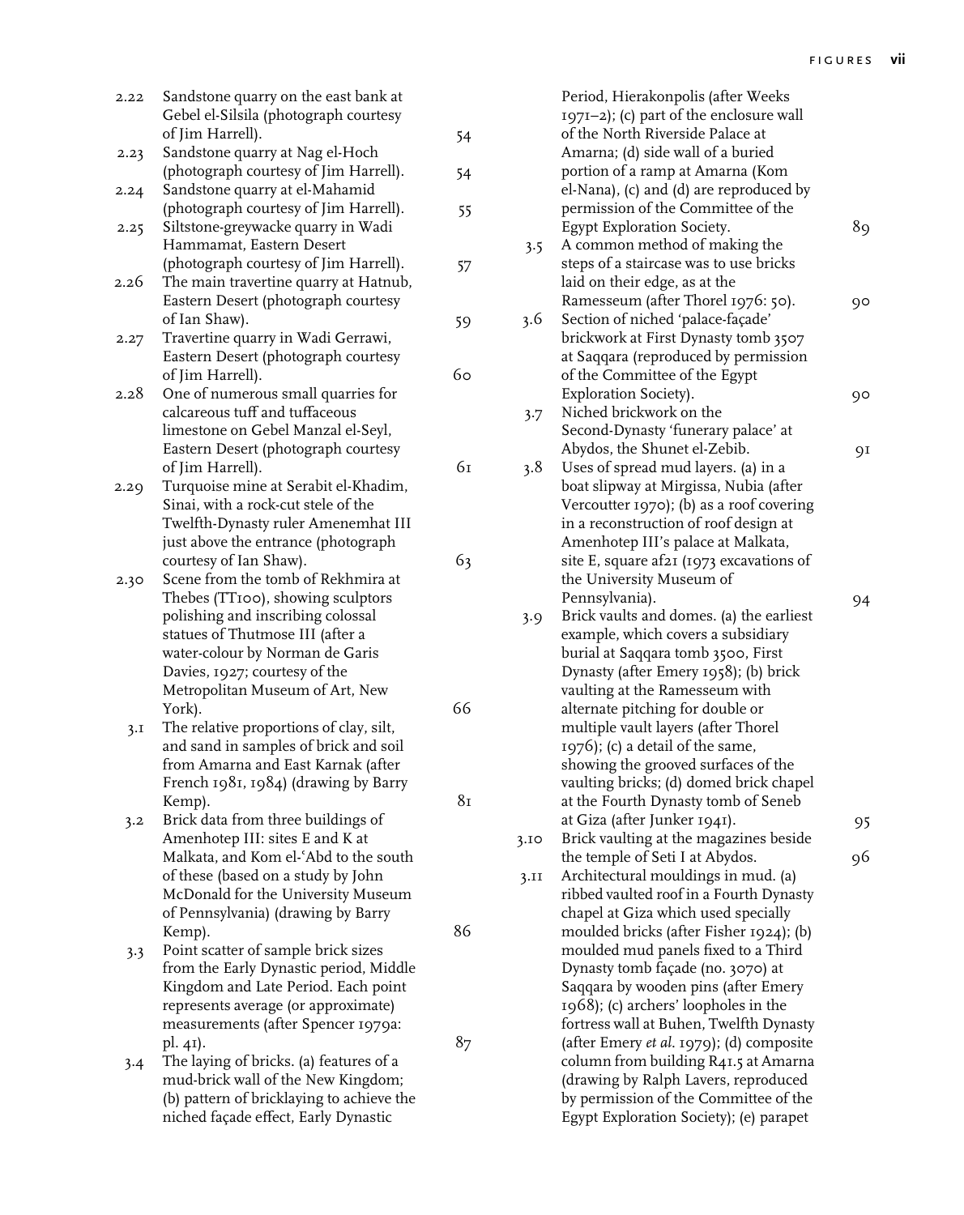2.22 Sandstone quarry on the east bank at Gebel el-Silsila (photograph courtesy of Jim Harrell). 54

2.23 Sandstone quarry at Nag el-Hoch (photograph courtesy of Jim Harrell). 54

2.24 Sandstone quarry at el-Mahamid (photograph courtesy of Jim Harrell). 55

2.25 Siltstone-greywacke quarry in Wadi Hammamat, Eastern Desert (photograph courtesy of Jim Harrell). 57

2.26 The main travertine quarry at Hatnub, Eastern Desert (photograph courtesy of Ian Shaw). 59

2.27 Travertine quarry in Wadi Gerrawi, Eastern Desert (photograph courtesy of Jim Harrell). 60

2.28 One of numerous small quarries for calcareous tuff and tuffaceous limestone on Gebel Manzal el-Seyl, Eastern Desert (photograph courtesy of Jim Harrell). 61

2.29 Turquoise mine at Serabit el-Khadim, Sinai, with a rock-cut stele of the Twelfth-Dynasty ruler Amenemhat III just above the entrance (photograph courtesy of Ian Shaw). 63

2.30 Scene from the tomb of Rekhmira at Thebes (TT100), showing sculptors polishing and inscribing colossal statues of Thutmose III (after a water-colour by Norman de Garis Davies, 1927; courtesy of the Metropolitan Museum of Art, New York). 66

3.1 The relative proportions of clay, silt, and sand in samples of brick and soil from Amarna and East Karnak (after French 1981, 1984) (drawing by Barry Kemp). 81

3.2 Brick data from three buildings of Amenhotep III: sites E and K at Malkata, and Kom el-ʿAbd to the south of these (based on a study by John McDonald for the University Museum of Pennsylvania) (drawing by Barry Kemp). 86

3.3 Point scatter of sample brick sizes from the Early Dynastic period, Middle Kingdom and Late Period. Each point represents average (or approximate) measurements (after Spencer 1979a: pl. 41). 87

3.4 The laying of bricks. (a) features of a mud-brick wall of the New Kingdom; (b) pattern of bricklaying to achieve the niched façade effect, Early Dynastic Period, Hierakonpolis (after Weeks 1971–2); (c) part of the enclosure wall of the North Riverside Palace at Amarna; (d) side wall of a buried portion of a ramp at Amarna (Kom el-Nana), (c) and (d) are reproduced by permission of the Committee of the Egypt Exploration Society. 89

3.5 A common method of making the steps of a staircase was to use bricks laid on their edge, as at the Ramesseum (after Thorel 1976: 50). 90

3.6 Section of niched 'palace-façade' brickwork at First Dynasty tomb 3507 at Saqqara (reproduced by permission of the Committee of the Egypt Exploration Society). 90

3.7 Niched brickwork on the Second-Dynasty 'funerary palace' at Abydos, the Shunet el-Zebib. 91

3.8 Uses of spread mud layers. (a) in a boat slipway at Mirgissa, Nubia (after Vercoutter 1970); (b) as a roof covering in a reconstruction of roof design at Amenhotep III's palace at Malkata, site E, square af21 (1973 excavations of the University Museum of Pennsylvania). 94

3.9 Brick vaults and domes. (a) the earliest example, which covers a subsidiary burial at Saqqara tomb 3500, First Dynasty (after Emery 1958); (b) brick vaulting at the Ramesseum with alternate pitching for double or multiple vault layers (after Thorel 1976); (c) a detail of the same, showing the grooved surfaces of the vaulting bricks; (d) domed brick chapel at the Fourth Dynasty tomb of Seneb at Giza (after Junker 1941). 95

3.10 Brick vaulting at the magazines beside the temple of Seti I at Abydos. 96

3.11 Architectural mouldings in mud. (a) ribbed vaulted roof in a Fourth Dynasty chapel at Giza which used specially moulded bricks (after Fisher 1924); (b) moulded mud panels fixed to a Third Dynasty tomb façade (no. 3070) at Saqqara by wooden pins (after Emery 1968); (c) archers' loopholes in the fortress wall at Buhen, Twelfth Dynasty (after Emery *et al.* 1979); (d) composite column from building R41.5 at Amarna (drawing by Ralph Lavers, reproduced by permission of the Committee of the Egypt Exploration Society); (e) parapet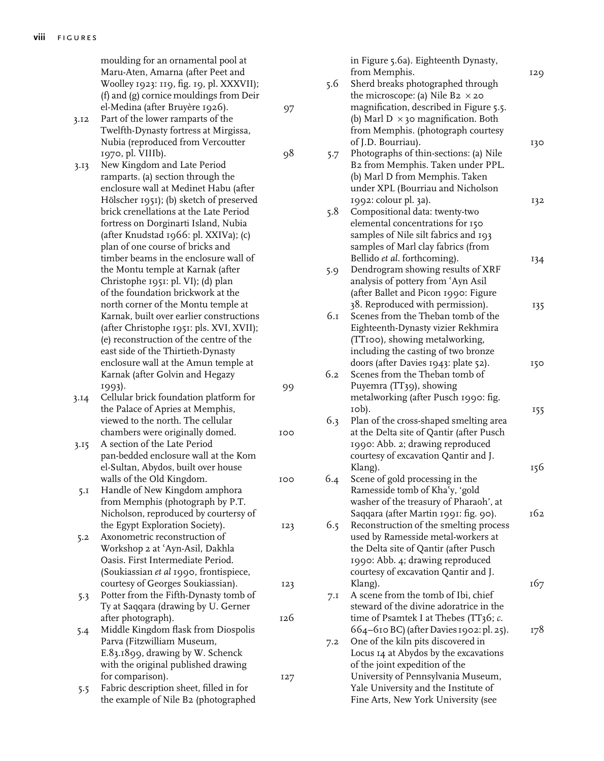moulding for an ornamental pool at Maru-Aten, Amarna (after Peet and Woolley 1923: 119, fig. 19, pl. XXXVII); (f) and (g) cornice mouldings from Deir el-Medina (after Bruyère 1926). 97

3.12 Part of the lower ramparts of the Twelfth-Dynasty fortress at Mirgissa, Nubia (reproduced from Vercoutter 1970, pl. VIIIb). 98

3.13 New Kingdom and Late Period ramparts. (a) section through the enclosure wall at Medinet Habu (after Hölscher 1951); (b) sketch of preserved brick crenellations at the Late Period fortress on Dorginarti Island, Nubia (after Knudstad 1966: pl. XXIVa); (c) plan of one course of bricks and timber beams in the enclosure wall of the Montu temple at Karnak (after Christophe 1951: pl. VI); (d) plan of the foundation brickwork at the north corner of the Montu temple at Karnak, built over earlier constructions (after Christophe 1951: pls. XVI, XVII); (e) reconstruction of the centre of the east side of the Thirtieth-Dynasty enclosure wall at the Amun temple at Karnak (after Golvin and Hegazy 1993). 99

3.14 Cellular brick foundation platform for the Palace of Apries at Memphis, viewed to the north. The cellular chambers were originally domed. 100

3.15 A section of the Late Period pan-bedded enclosure wall at the Kom el-Sultan, Abydos, built over house walls of the Old Kingdom. 100

5.1 Handle of New Kingdom amphora from Memphis (photograph by P.T. Nicholson, reproduced by courtersy of the Egypt Exploration Society). 123

5.2 Axonometric reconstruction of Workshop 2 at ʿAyn-Asil, Dakhla Oasis. First Intermediate Period. (Soukiassian *et al* 1990, frontispiece, courtesy of Georges Soukiassian). 123

5.3 Potter from the Fifth-Dynasty tomb of Ty at Saqqara (drawing by U. Gerner after photograph). 126

5.4 Middle Kingdom flask from Diospolis Parva (Fitzwilliam Museum, E.83.1899, drawing by W. Schenck with the original published drawing for comparison). 127

5.5 Fabric description sheet, filled in for the example of Nile B2 (photographed in Figure 5.6a). Eighteenth Dynasty, from Memphis. 129

5.6 Sherd breaks photographed through the microscope: (a) Nile B2 × 20 magnification, described in Figure 5.5. (b) Marl D × 30 magnification. Both from Memphis. (photograph courtesy of J.D. Bourriau). 130

5.7 Photographs of thin-sections: (a) Nile B2 from Memphis. Taken under PPL. (b) Marl D from Memphis. Taken under XPL (Bourriau and Nicholson 1992: colour pl. 3a). 132

5.8 Compositional data: twenty-two elemental concentrations for 150 samples of Nile silt fabrics and 193 samples of Marl clay fabrics (from Bellido *et al*. forthcoming). 134

5.9 Dendrogram showing results of XRF analysis of pottery from ʿAyn Asil (after Ballet and Picon 1990: Figure 38. Reproduced with permission). 135

6.1 Scenes from the Theban tomb of the Eighteenth-Dynasty vizier Rekhmira (TT100), showing metalworking, including the casting of two bronze doors (after Davies 1943: plate 52). 150

6.2 Scenes from the Theban tomb of Puyemra (TT39), showing metalworking (after Pusch 1990: fig. 10b). 155

6.3 Plan of the cross-shaped smelting area at the Delta site of Qantir (after Pusch 1990: Abb. 2; drawing reproduced courtesy of excavation Qantir and J. Klang). 156

6.4 Scene of gold processing in the Ramesside tomb of Khaʿy, ‘gold washer of the treasury of Pharaoh’, at Saqqara (after Martin 1991: fig. 90). 162

6.5 Reconstruction of the smelting process used by Ramesside metal-workers at the Delta site of Qantir (after Pusch 1990: Abb. 4; drawing reproduced courtesy of excavation Qantir and J. Klang). 167

7.1 A scene from the tomb of Ibi, chief steward of the divine adoratrice in the time of Psamtek I at Thebes (TT36; *c*. 664–610 BC) (after Davies 1902: pl. 25). 178

7.2 One of the kiln pits discovered in Locus 14 at Abydos by the excavations of the joint expedition of the University of Pennsylvania Museum, Yale University and the Institute of Fine Arts, New York University (see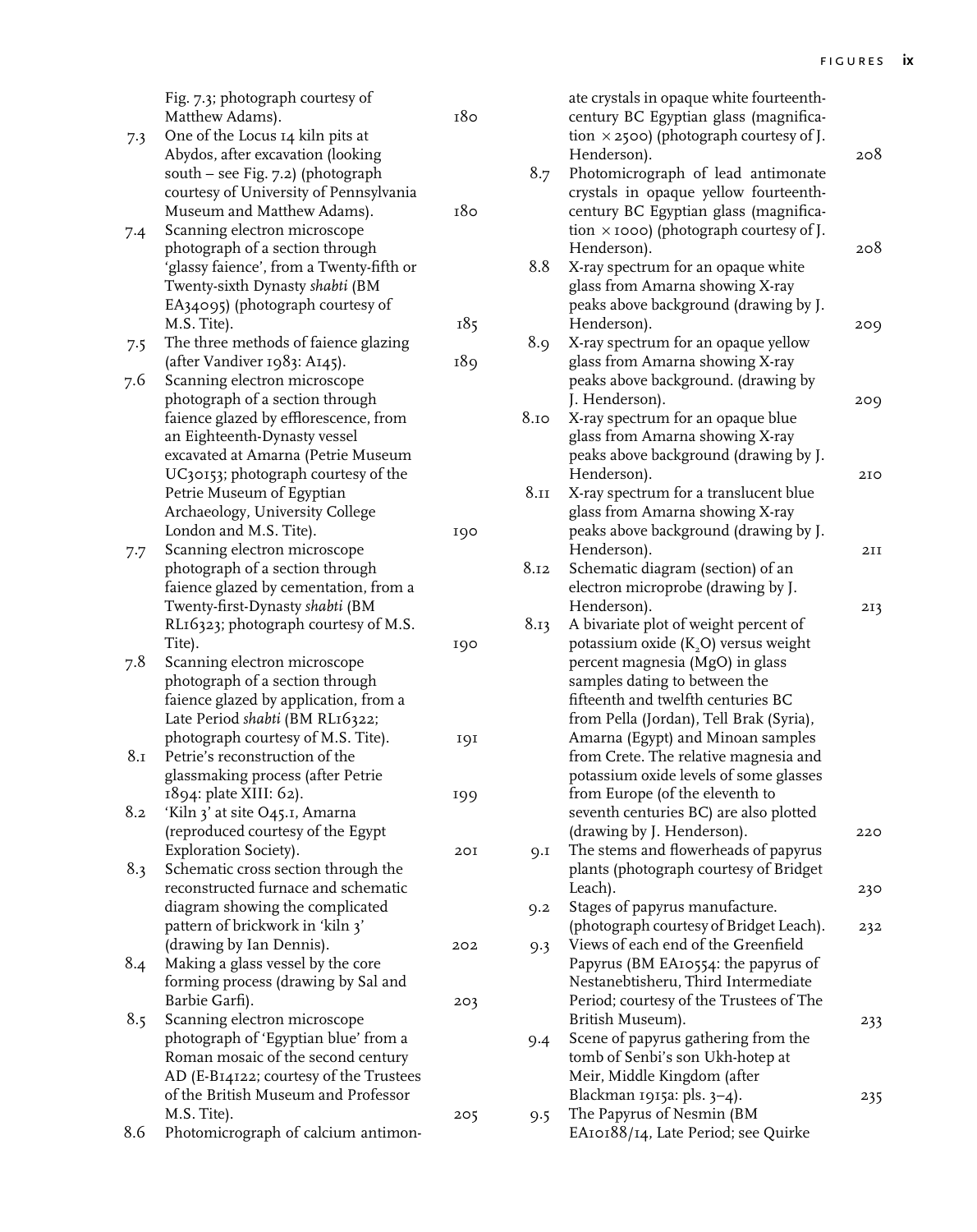Fig. 7.3; photograph courtesy of Matthew Adams). 180

7.3 One of the Locus 14 kiln pits at Abydos, after excavation (looking south – see Fig. 7.2) (photograph courtesy of University of Pennsylvania Museum and Matthew Adams). 180

7.4 Scanning electron microscope photograph of a section through 'glassy faience', from a Twenty-fifth or Twenty-sixth Dynasty *shabti* (BM EA34095) (photograph courtesy of M.S. Tite). 185

7.5 The three methods of faience glazing (after Vandiver 1983: A145). 189

7.6 Scanning electron microscope photograph of a section through faience glazed by efflorescence, from an Eighteenth-Dynasty vessel excavated at Amarna (Petrie Museum UC30153; photograph courtesy of the Petrie Museum of Egyptian Archaeology, University College London and M.S. Tite). 190

7.7 Scanning electron microscope photograph of a section through faience glazed by cementation, from a Twenty-first-Dynasty *shabti* (BM RL16323; photograph courtesy of M.S. Tite). 190

7.8 Scanning electron microscope photograph of a section through faience glazed by application, from a Late Period *shabti* (BM RL16322; photograph courtesy of M.S. Tite). 191

8.1 Petrie's reconstruction of the glassmaking process (after Petrie 1894: plate XIII: 62). 199

8.2 'Kiln 3' at site O45.1, Amarna (reproduced courtesy of the Egypt Exploration Society). 201

8.3 Schematic cross section through the reconstructed furnace and schematic diagram showing the complicated pattern of brickwork in 'kiln 3' (drawing by Ian Dennis). 202

8.4 Making a glass vessel by the core forming process (drawing by Sal and Barbie Garfi). 203

8.5 Scanning electron microscope photograph of 'Egyptian blue' from a Roman mosaic of the second century AD (E-B14122; courtesy of the Trustees of the British Museum and Professor M.S. Tite). 205

8.6 Photomicrograph of calcium antimonate crystals in opaque white fourteenth-century BC Egyptian glass (magnification × 2500) (photograph courtesy of J. Henderson). 208

8.7 Photomicrograph of lead antimonate crystals in opaque yellow fourteenth-century BC Egyptian glass (magnification × 1000) (photograph courtesy of J. Henderson). 208

8.8 X-ray spectrum for an opaque white glass from Amarna showing X-ray peaks above background (drawing by J. Henderson). 209

8.9 X-ray spectrum for an opaque yellow glass from Amarna showing X-ray peaks above background. (drawing by J. Henderson). 209

8.10 X-ray spectrum for an opaque blue glass from Amarna showing X-ray peaks above background (drawing by J. Henderson). 210

8.11 X-ray spectrum for a translucent blue glass from Amarna showing X-ray peaks above background (drawing by J. Henderson). 211

8.12 Schematic diagram (section) of an electron microprobe (drawing by J. Henderson). 213

8.13 A bivariate plot of weight percent of potassium oxide ($K_2O$) versus weight percent magnesia (MgO) in glass samples dating to between the fifteenth and twelfth centuries BC from Pella (Jordan), Tell Brak (Syria), Amarna (Egypt) and Minoan samples from Crete. The relative magnesia and potassium oxide levels of some glasses from Europe (of the eleventh to seventh centuries BC) are also plotted (drawing by J. Henderson). 220

9.1 The stems and flowerheads of papyrus plants (photograph courtesy of Bridget Leach). 230

9.2 Stages of papyrus manufacture. (photograph courtesy of Bridget Leach). 232

9.3 Views of each end of the Greenfield Papyrus (BM EA10554: the papyrus of Nestanebtisheru, Third Intermediate Period; courtesy of the Trustees of The British Museum). 233

9.4 Scene of papyrus gathering from the tomb of Senbi's son Ukh-hotep at Meir, Middle Kingdom (after Blackman 1915a: pls. 3–4). 235

9.5 The Papyrus of Nesmin (BM EA10188/14, Late Period; see Quirke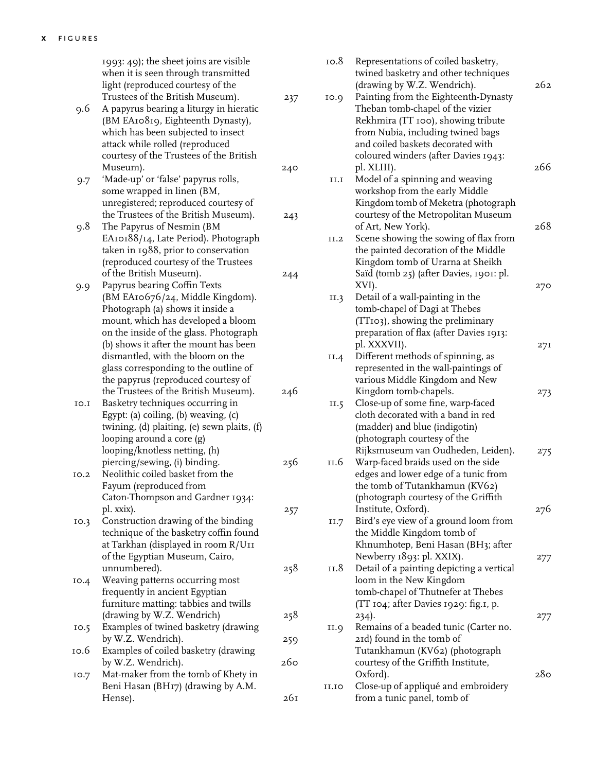1993: 49); the sheet joins are visible when it is seen through transmitted light (reproduced courtesy of the Trustees of the British Museum). 237

9.6 A papyrus bearing a liturgy in hieratic (BM EA10819, Eighteenth Dynasty), which has been subjected to insect attack while rolled (reproduced courtesy of the Trustees of the British Museum). 240

9.7 'Made-up' or 'false' papyrus rolls, some wrapped in linen (BM, unregistered; reproduced courtesy of the Trustees of the British Museum). 243

9.8 The Papyrus of Nesmin (BM EA10188/14, Late Period). Photograph taken in 1988, prior to conservation (reproduced courtesy of the Trustees of the British Museum). 244

9.9 Papyrus bearing Coffin Texts (BM EA10676/24, Middle Kingdom). Photograph (a) shows it inside a mount, which has developed a bloom on the inside of the glass. Photograph (b) shows it after the mount has been dismantled, with the bloom on the glass corresponding to the outline of the papyrus (reproduced courtesy of the Trustees of the British Museum). 246

10.1 Basketry techniques occurring in Egypt: (a) coiling, (b) weaving, (c) twining, (d) plaiting, (e) sewn plaits, (f) looping around a core (g) looping/knotless netting, (h) piercing/sewing, (i) binding. 256

10.2 Neolithic coiled basket from the Fayum (reproduced from Caton-Thompson and Gardner 1934: pl. xxix). 257

10.3 Construction drawing of the binding technique of the basketry coffin found at Tarkhan (displayed in room R/U11 of the Egyptian Museum, Cairo, unnumbered). 258

10.4 Weaving patterns occurring most frequently in ancient Egyptian furniture matting: tabbies and twills (drawing by W.Z. Wendrich) 258

10.5 Examples of twined basketry (drawing by W.Z. Wendrich). 259

10.6 Examples of coiled basketry (drawing by W.Z. Wendrich). 260

10.7 Mat-maker from the tomb of Khety in Beni Hasan (BH17) (drawing by A.M. Hense). 261

10.8 Representations of coiled basketry, twined basketry and other techniques (drawing by W.Z. Wendrich). 262

10.9 Painting from the Eighteenth-Dynasty Theban tomb-chapel of the vizier Rekhmira (TT 100), showing tribute from Nubia, including twined bags and coiled baskets decorated with coloured winders (after Davies 1943: pl. XLIII). 266

11.1 Model of a spinning and weaving workshop from the early Middle Kingdom tomb of Meketra (photograph courtesy of the Metropolitan Museum of Art, New York). 268

11.2 Scene showing the sowing of flax from the painted decoration of the Middle Kingdom tomb of Urarna at Sheikh Saïd (tomb 25) (after Davies, 1901: pl. XVI). 270

11.3 Detail of a wall-painting in the tomb-chapel of Dagi at Thebes (TT103), showing the preliminary preparation of flax (after Davies 1913: pl. XXXVII). 271

11.4 Different methods of spinning, as represented in the wall-paintings of various Middle Kingdom and New Kingdom tomb-chapels. 273

11.5 Close-up of some fine, warp-faced cloth decorated with a band in red (madder) and blue (indigotin) (photograph courtesy of the Rijksmuseum van Oudheden, Leiden). 275

11.6 Warp-faced braids used on the side edges and lower edge of a tunic from the tomb of Tutankhamun (KV62) (photograph courtesy of the Griffith Institute, Oxford). 276

11.7 Bird's eye view of a ground loom from the Middle Kingdom tomb of Khnumhotep, Beni Hasan (BH3; after Newberry 1893: pl. XXIX). 277

11.8 Detail of a painting depicting a vertical loom in the New Kingdom tomb-chapel of Thutnefer at Thebes (TT 104; after Davies 1929: fig.1, p. 234). 277

11.9 Remains of a beaded tunic (Carter no. 21d) found in the tomb of Tutankhamun (KV62) (photograph courtesy of the Griffith Institute, Oxford). 280

11.10 Close-up of appliqué and embroidery from a tunic panel, tomb of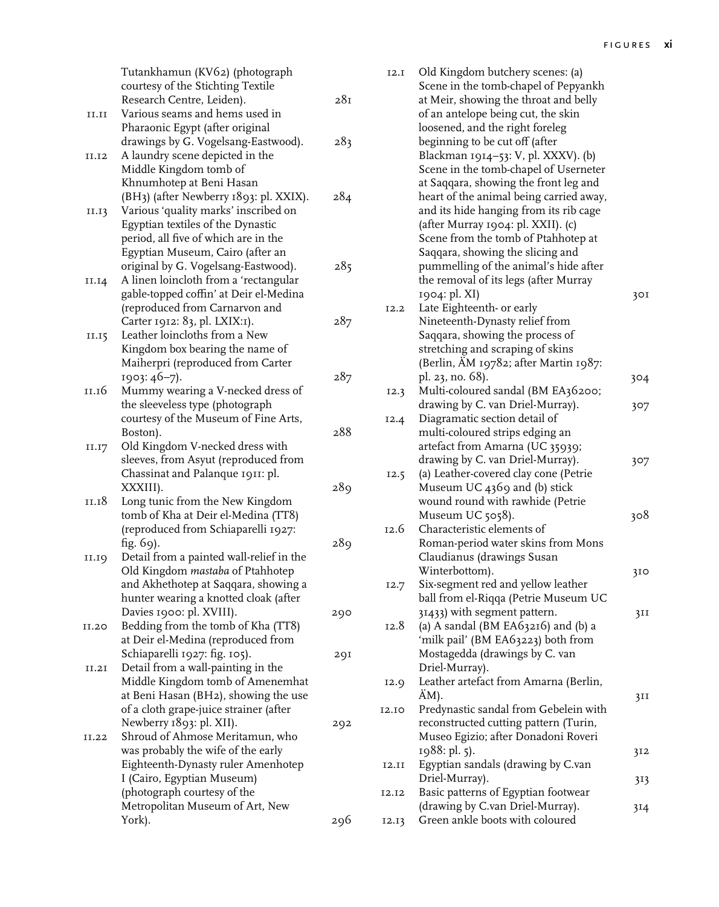Tutankhamun (KV62) (photograph courtesy of the Stichting Textile Research Centre, Leiden). 281

11.11 Various seams and hems used in Pharaonic Egypt (after original drawings by G. Vogelsang-Eastwood). 283

11.12 A laundry scene depicted in the Middle Kingdom tomb of Khnumhotep at Beni Hasan (BH3) (after Newberry 1893: pl. XXIX). 284

11.13 Various 'quality marks' inscribed on Egyptian textiles of the Dynastic period, all five of which are in the Egyptian Museum, Cairo (after an original by G. Vogelsang-Eastwood). 285

11.14 A linen loincloth from a 'rectangular gable-topped coffin' at Deir el-Medina (reproduced from Carnarvon and Carter 1912: 83, pl. LXIX:1). 287

11.15 Leather loincloths from a New Kingdom box bearing the name of Maiherpri (reproduced from Carter 1903: 46–7). 287

11.16 Mummy wearing a V-necked dress of the sleeveless type (photograph courtesy of the Museum of Fine Arts, Boston). 288

11.17 Old Kingdom V-necked dress with sleeves, from Asyut (reproduced from Chassinat and Palanque 1911: pl. XXXIII). 289

11.18 Long tunic from the New Kingdom tomb of Kha at Deir el-Medina (TT8) (reproduced from Schiaparelli 1927: fig. 69). 289

11.19 Detail from a painted wall-relief in the Old Kingdom *mastaba* of Ptahhotep and Akhethotep at Saqqara, showing a hunter wearing a knotted cloak (after Davies 1900: pl. XVIII). 290

11.20 Bedding from the tomb of Kha (TT8) at Deir el-Medina (reproduced from Schiaparelli 1927: fig. 105). 291

11.21 Detail from a wall-painting in the Middle Kingdom tomb of Amenemhat at Beni Hasan (BH2), showing the use of a cloth grape-juice strainer (after Newberry 1893: pl. XII). 292

11.22 Shroud of Ahmose Meritamun, who was probably the wife of the early Eighteenth-Dynasty ruler Amenhotep I (Cairo, Egyptian Museum) (photograph courtesy of the Metropolitan Museum of Art, New York). 296

12.1 Old Kingdom butchery scenes: (a) Scene in the tomb-chapel of Pepyankh at Meir, showing the throat and belly of an antelope being cut, the skin loosened, and the right foreleg beginning to be cut off (after Blackman 1914–53: V, pl. XXXV). (b) Scene in the tomb-chapel of Userneter at Saqqara, showing the front leg and heart of the animal being carried away, and its hide hanging from its rib cage (after Murray 1904: pl. XXII). (c) Scene from the tomb of Ptahhotep at Saqqara, showing the slicing and pummelling of the animal's hide after the removal of its legs (after Murray 1904: pl. XI) 301

12.2 Late Eighteenth- or early Nineteenth-Dynasty relief from Saqqara, showing the process of stretching and scraping of skins (Berlin, ÄM 19782; after Martin 1987: pl. 23, no. 68). 304

12.3 Multi-coloured sandal (BM EA36200; drawing by C. van Driel-Murray). 307

12.4 Diagramatic section detail of multi-coloured strips edging an artefact from Amarna (UC 35939; drawing by C. van Driel-Murray). 307

12.5 (a) Leather-covered clay cone (Petrie Museum UC 4369 and (b) stick wound round with rawhide (Petrie Museum UC 5058). 308

12.6 Characteristic elements of Roman-period water skins from Mons Claudianus (drawings Susan Winterbottom). 310

12.7 Six-segment red and yellow leather ball from el-Riqqa (Petrie Museum UC 31433) with segment pattern. 311

12.8 (a) A sandal (BM EA63216) and (b) a 'milk pail' (BM EA63223) both from Mostagedda (drawings by C. van Driel-Murray).

12.9 Leather artefact from Amarna (Berlin, ÄM). 311

12.10 Predynastic sandal from Gebelein with reconstructed cutting pattern (Turin, Museo Egizio; after Donadoni Roveri 1988: pl. 5). 312

12.11 Egyptian sandals (drawing by C.van Driel-Murray). 313

12.12 Basic patterns of Egyptian footwear (drawing by C.van Driel-Murray). 314

12.13 Green ankle boots with coloured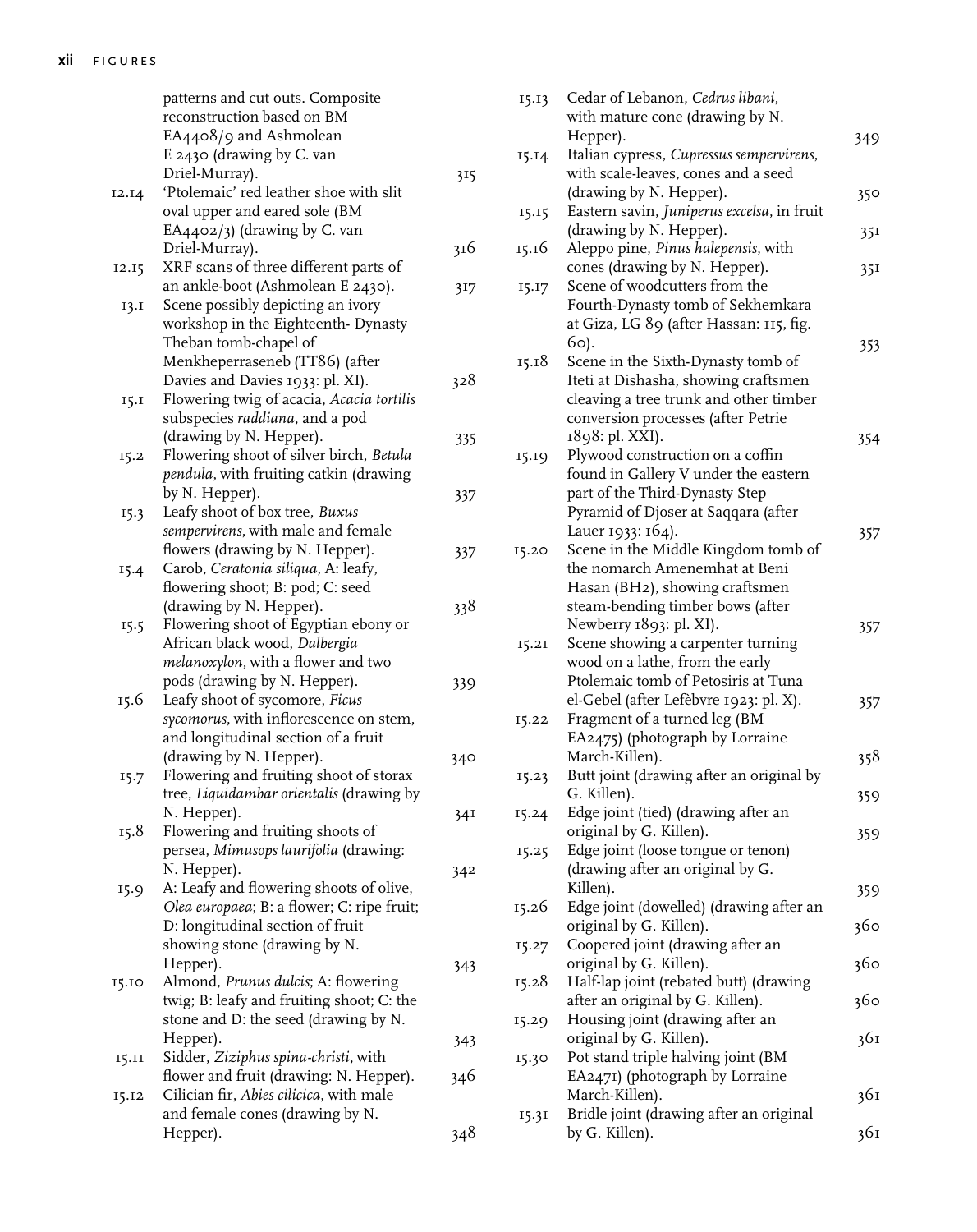patterns and cut outs. Composite reconstruction based on BM EA4408/9 and Ashmolean E 2430 (drawing by C. van Driel-Murray). 315

12.14 'Ptolemaic' red leather shoe with slit oval upper and eared sole (BM EA4402/3) (drawing by C. van Driel-Murray). 316

12.15 XRF scans of three different parts of an ankle-boot (Ashmolean E 2430). 317

13.1 Scene possibly depicting an ivory workshop in the Eighteenth- Dynasty Theban tomb-chapel of Menkheperraseneb (TT86) (after Davies and Davies 1933: pl. XI). 328

15.1 Flowering twig of acacia, *Acacia tortilis* subspecies *raddiana*, and a pod (drawing by N. Hepper). 335

15.2 Flowering shoot of silver birch, *Betula pendula*, with fruiting catkin (drawing by N. Hepper). 337

15.3 Leafy shoot of box tree, *Buxus sempervirens*, with male and female flowers (drawing by N. Hepper). 337

15.4 Carob, *Ceratonia siliqua*, A: leafy, flowering shoot; B: pod; C: seed (drawing by N. Hepper). 338

15.5 Flowering shoot of Egyptian ebony or African black wood, *Dalbergia melanoxylon*, with a flower and two pods (drawing by N. Hepper). 339

15.6 Leafy shoot of sycomore, *Ficus sycomorus*, with inflorescence on stem, and longitudinal section of a fruit (drawing by N. Hepper). 340

15.7 Flowering and fruiting shoot of storax tree, *Liquidambar orientalis* (drawing by N. Hepper). 341

15.8 Flowering and fruiting shoots of persea, *Mimusops laurifolia* (drawing: N. Hepper). 342

15.9 A: Leafy and flowering shoots of olive, *Olea europaea*; B: a flower; C: ripe fruit; D: longitudinal section of fruit showing stone (drawing by N. Hepper). 343

15.10 Almond, *Prunus dulcis*; A: flowering twig; B: leafy and fruiting shoot; C: the stone and D: the seed (drawing by N. Hepper). 343

15.11 Sidder, *Ziziphus spina-christi*, with flower and fruit (drawing: N. Hepper). 346

15.12 Cilician fir, *Abies cilicica*, with male and female cones (drawing by N. Hepper). 348

15.13 Cedar of Lebanon, *Cedrus libani*, with mature cone (drawing by N. Hepper). 349

15.14 Italian cypress, *Cupressus sempervirens*, with scale-leaves, cones and a seed (drawing by N. Hepper). 350

15.15 Eastern savin, *Juniperus excelsa*, in fruit (drawing by N. Hepper). 351

15.16 Aleppo pine, *Pinus halepensis*, with cones (drawing by N. Hepper). 351

15.17 Scene of woodcutters from the Fourth-Dynasty tomb of Sekhemkara at Giza, LG 89 (after Hassan: 115, fig. 60). 353

15.18 Scene in the Sixth-Dynasty tomb of Iteti at Dishasha, showing craftsmen cleaving a tree trunk and other timber conversion processes (after Petrie 1898: pl. XXI). 354

15.19 Plywood construction on a coffin found in Gallery V under the eastern part of the Third-Dynasty Step Pyramid of Djoser at Saqqara (after Lauer 1933: 164). 357

15.20 Scene in the Middle Kingdom tomb of the nomarch Amenemhat at Beni Hasan (BH2), showing craftsmen steam-bending timber bows (after Newberry 1893: pl. XI). 357

15.21 Scene showing a carpenter turning wood on a lathe, from the early Ptolemaic tomb of Petosiris at Tuna el-Gebel (after Lefèbvre 1923: pl. X). 357

15.22 Fragment of a turned leg (BM EA2475) (photograph by Lorraine March-Killen). 358

15.23 Butt joint (drawing after an original by G. Killen). 359

15.24 Edge joint (tied) (drawing after an original by G. Killen). 359

15.25 Edge joint (loose tongue or tenon) (drawing after an original by G. Killen). 359

15.26 Edge joint (dowelled) (drawing after an original by G. Killen). 360

15.27 Coopered joint (drawing after an original by G. Killen). 360

15.28 Half-lap joint (rebated butt) (drawing after an original by G. Killen). 360

15.29 Housing joint (drawing after an original by G. Killen). 361

15.30 Pot stand triple halving joint (BM EA2471) (photograph by Lorraine March-Killen). 361

15.31 Bridle joint (drawing after an original by G. Killen). 361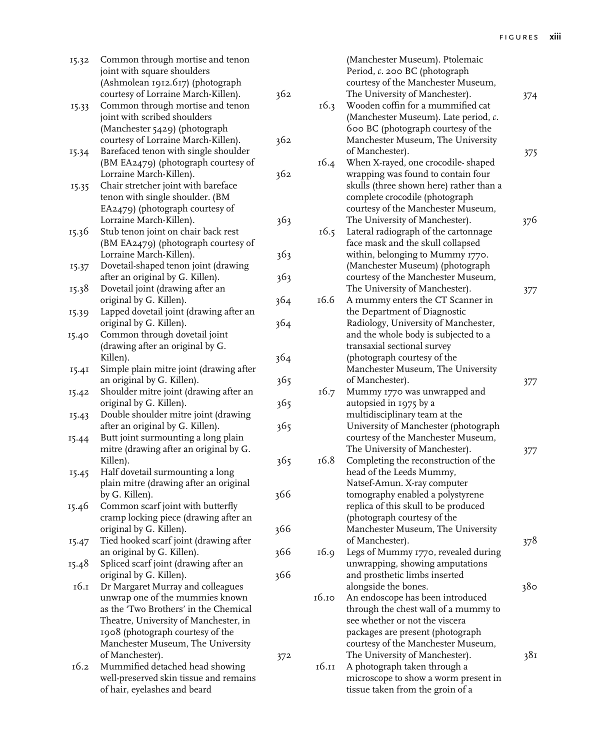15.32 Common through mortise and tenon joint with square shoulders (Ashmolean 1912.617) (photograph courtesy of Lorraine March-Killen). 362

15.33 Common through mortise and tenon joint with scribed shoulders (Manchester 5429) (photograph courtesy of Lorraine March-Killen). 362

15.34 Barefaced tenon with single shoulder (BM EA2479) (photograph courtesy of Lorraine March-Killen). 362

15.35 Chair stretcher joint with bareface tenon with single shoulder. (BM EA2479) (photograph courtesy of Lorraine March-Killen). 363

15.36 Stub tenon joint on chair back rest (BM EA2479) (photograph courtesy of Lorraine March-Killen). 363

15.37 Dovetail-shaped tenon joint (drawing after an original by G. Killen). 363

15.38 Dovetail joint (drawing after an original by G. Killen). 364

15.39 Lapped dovetail joint (drawing after an original by G. Killen). 364

15.40 Common through dovetail joint (drawing after an original by G. Killen). 364

15.41 Simple plain mitre joint (drawing after an original by G. Killen). 365

15.42 Shoulder mitre joint (drawing after an original by G. Killen). 365

15.43 Double shoulder mitre joint (drawing after an original by G. Killen). 365

15.44 Butt joint surmounting a long plain mitre (drawing after an original by G. Killen). 365

15.45 Half dovetail surmounting a long plain mitre (drawing after an original by G. Killen). 366

15.46 Common scarf joint with butterfly cramp locking piece (drawing after an original by G. Killen). 366

15.47 Tied hooked scarf joint (drawing after an original by G. Killen). 366

15.48 Spliced scarf joint (drawing after an original by G. Killen). 366

16.1 Dr Margaret Murray and colleagues unwrap one of the mummies known as the 'Two Brothers' in the Chemical Theatre, University of Manchester, in 1908 (photograph courtesy of the Manchester Museum, The University of Manchester). 372

16.2 Mummified detached head showing well-preserved skin tissue and remains of hair, eyelashes and beard (Manchester Museum). Ptolemaic Period, *c.* 200 BC (photograph courtesy of the Manchester Museum, The University of Manchester). 374

16.3 Wooden coffin for a mummified cat (Manchester Museum). Late period, *c.* 600 BC (photograph courtesy of the Manchester Museum, The University of Manchester). 375

16.4 When X-rayed, one crocodile- shaped wrapping was found to contain four skulls (three shown here) rather than a complete crocodile (photograph courtesy of the Manchester Museum, The University of Manchester). 376

16.5 Lateral radiograph of the cartonnage face mask and the skull collapsed within, belonging to Mummy 1770. (Manchester Museum) (photograph courtesy of the Manchester Museum, The University of Manchester). 377

16.6 A mummy enters the CT Scanner in the Department of Diagnostic Radiology, University of Manchester, and the whole body is subjected to a transaxial sectional survey (photograph courtesy of the Manchester Museum, The University of Manchester). 377

16.7 Mummy 1770 was unwrapped and autopsied in 1975 by a multidisciplinary team at the University of Manchester (photograph courtesy of the Manchester Museum, The University of Manchester). 377

16.8 Completing the reconstruction of the head of the Leeds Mummy, Natsef-Amun. X-ray computer tomography enabled a polystyrene replica of this skull to be produced (photograph courtesy of the Manchester Museum, The University of Manchester). 378

16.9 Legs of Mummy 1770, revealed during unwrapping, showing amputations and prosthetic limbs inserted alongside the bones. 380

16.10 An endoscope has been introduced through the chest wall of a mummy to see whether or not the viscera packages are present (photograph courtesy of the Manchester Museum, The University of Manchester). 381

16.11 A photograph taken through a microscope to show a worm present in tissue taken from the groin of a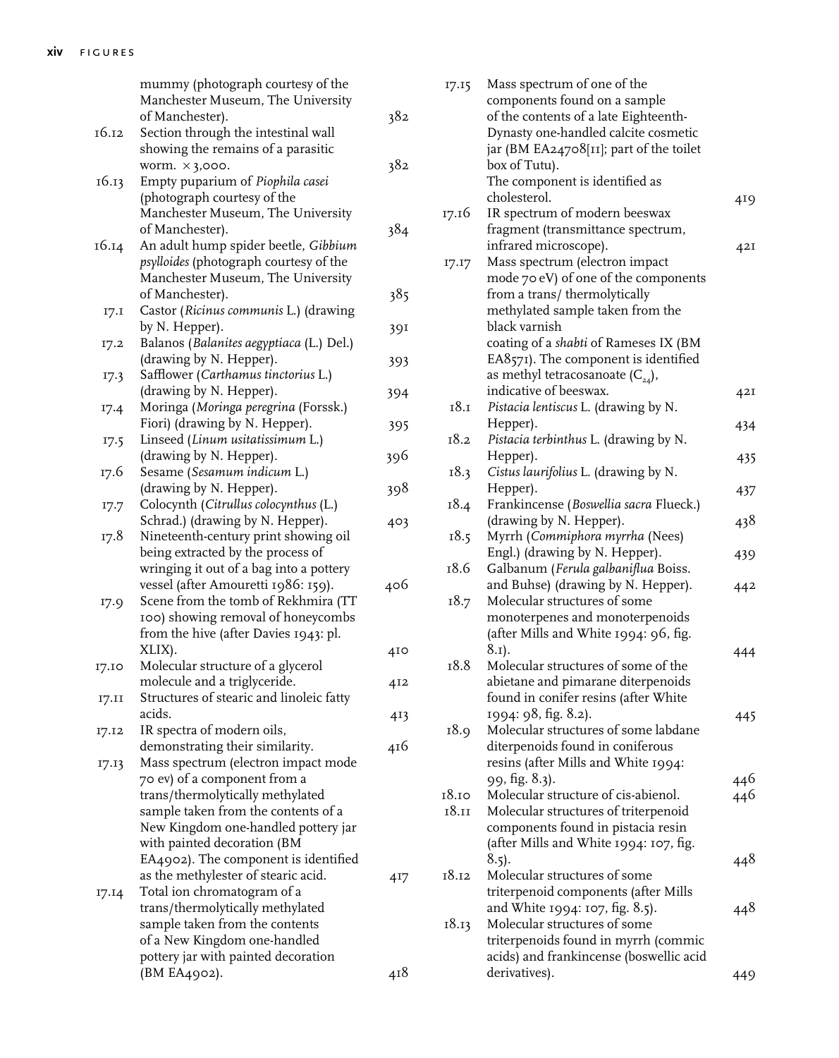mummy (photograph courtesy of the Manchester Museum, The University of Manchester). 382

16.12 Section through the intestinal wall showing the remains of a parasitic worm. ×3,000. 382

16.13 Empty puparium of *Piophila casei* (photograph courtesy of the Manchester Museum, The University of Manchester). 384

16.14 An adult hump spider beetle, *Gibbium psylloides* (photograph courtesy of the Manchester Museum, The University of Manchester). 385

17.1 Castor (*Ricinus communis* L.) (drawing by N. Hepper). 391

17.2 Balanos (*Balanites aegyptiaca* (L.) Del.) (drawing by N. Hepper). 393

17.3 Safflower (*Carthamus tinctorius* L.) (drawing by N. Hepper). 394

17.4 Moringa (*Moringa peregrina* (Forssk.) Fiori) (drawing by N. Hepper). 395

17.5 Linseed (*Linum usitatissimum* L.) (drawing by N. Hepper). 396

17.6 Sesame (*Sesamum indicum* L.) (drawing by N. Hepper). 398

17.7 Colocynth (*Citrullus colocynthus* (L.) Schrad.) (drawing by N. Hepper). 403

17.8 Nineteenth-century print showing oil being extracted by the process of wringing it out of a bag into a pottery vessel (after Amouretti 1986: 159). 406

17.9 Scene from the tomb of Rekhmira (TT 100) showing removal of honeycombs from the hive (after Davies 1943: pl. XLIX). 410

17.10 Molecular structure of a glycerol molecule and a triglyceride. 412

17.11 Structures of stearic and linoleic fatty acids. 413

17.12 IR spectra of modern oils, demonstrating their similarity. 416

17.13 Mass spectrum (electron impact mode 70 ev) of a component from a trans/thermolytically methylated sample taken from the contents of a New Kingdom one-handled pottery jar with painted decoration (BM EA4902). The component is identified as the methylester of stearic acid. 417

17.14 Total ion chromatogram of a trans/thermolytically methylated sample taken from the contents of a New Kingdom one-handled pottery jar with painted decoration (BM EA4902). 418

17.15 Mass spectrum of one of the components found on a sample of the contents of a late Eighteenth-Dynasty one-handled calcite cosmetic jar (BM EA24708[11]; part of the toilet box of Tutu). The component is identified as cholesterol. 419

17.16 IR spectrum of modern beeswax fragment (transmittance spectrum, infrared microscope). 421

17.17 Mass spectrum (electron impact mode 70 eV) of one of the components from a trans/ thermolytically methylated sample taken from the black varnish coating of a *shabti* of Rameses IX (BM EA8571). The component is identified as methyl tetracosanoate ($C_{24}$), indicative of beeswax. 421

18.1 *Pistacia lentiscus* L. (drawing by N. Hepper). 434

18.2 *Pistacia terbinthus* L. (drawing by N. Hepper). 435

18.3 *Cistus laurifolius* L. (drawing by N. Hepper). 437

18.4 Frankincense (*Boswellia sacra* Flueck.) (drawing by N. Hepper). 438

18.5 Myrrh (*Commiphora myrrha* (Nees) Engl.) (drawing by N. Hepper). 439

18.6 Galbanum (*Ferula galbaniflua* Boiss. and Buhse) (drawing by N. Hepper). 442

18.7 Molecular structures of some monoterpenes and monoterpenoids (after Mills and White 1994: 96, fig. 8.1). 444

18.8 Molecular structures of some of the abietane and pimarane diterpenoids found in conifer resins (after White 1994: 98, fig. 8.2). 445

18.9 Molecular structures of some labdane diterpenoids found in coniferous resins (after Mills and White 1994: 99, fig. 8.3). 446

18.10 Molecular structure of cis-abienol. 446

18.11 Molecular structures of triterpenoid components found in pistacia resin (after Mills and White 1994: 107, fig. 8.5). 448

18.12 Molecular structures of some triterpenoid components (after Mills and White 1994: 107, fig. 8.5). 448

18.13 Molecular structures of some triterpenoids found in myrrh (commic acids) and frankincense (boswellic acid derivatives). 449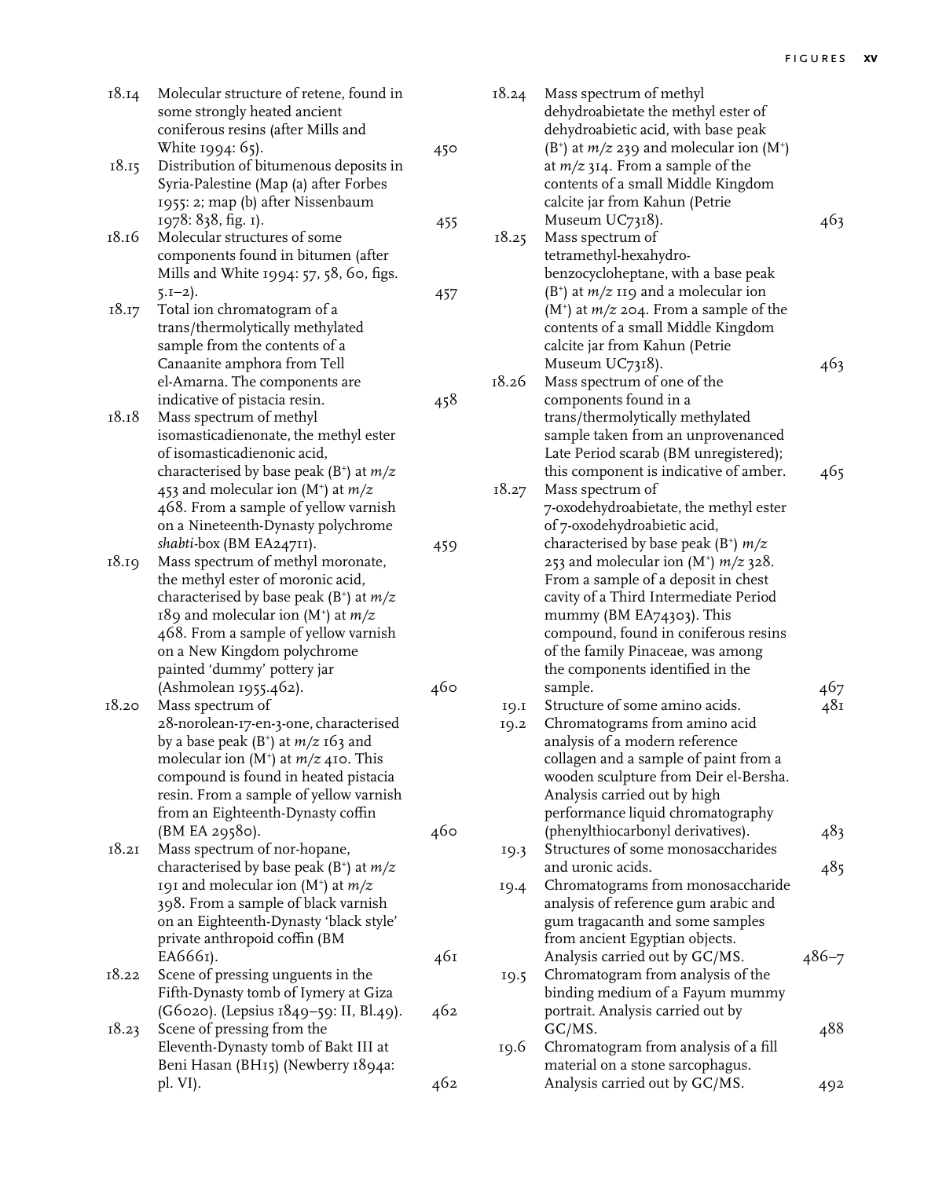| | | |
|---|---|---|
| 18.14 | Molecular structure of retene, found in some strongly heated ancient coniferous resins (after Mills and White 1994: 65). | 450 |
| 18.15 | Distribution of bitumenous deposits in Syria-Palestine (Map (a) after Forbes 1955: 2; map (b) after Nissenbaum 1978: 838, fig. 1). | 455 |
| 18.16 | Molecular structures of some components found in bitumen (after Mills and White 1994: 57, 58, 60, figs. 5.1–2). | 457 |
| 18.17 | Total ion chromatogram of a trans/thermolytically methylated sample from the contents of a Canaanite amphora from Tell el-Amarna. The components are indicative of pistacia resin. | 458 |
| 18.18 | Mass spectrum of methyl isomasticadienonate, the methyl ester of isomasticadienonic acid, characterised by base peak ($B^+$) at $m/z$ 453 and molecular ion ($M^+$) at $m/z$ 468. From a sample of yellow varnish on a Nineteenth-Dynasty polychrome *shabti*-box (BM EA24711). | 459 |
| 18.19 | Mass spectrum of methyl moronate, the methyl ester of moronic acid, characterised by base peak ($B^+$) at $m/z$ 189 and molecular ion ($M^+$) at $m/z$ 468. From a sample of yellow varnish on a New Kingdom polychrome painted 'dummy' pottery jar (Ashmolean 1955.462). | 460 |
| 18.20 | Mass spectrum of 28-norolean-17-en-3-one, characterised by a base peak ($B^+$) at $m/z$ 163 and molecular ion ($M^+$) at $m/z$ 410. This compound is found in heated pistacia resin. From a sample of yellow varnish from an Eighteenth-Dynasty coffin (BM EA 29580). | 460 |
| 18.21 | Mass spectrum of nor-hopane, characterised by base peak ($B^+$) at $m/z$ 191 and molecular ion ($M^+$) at $m/z$ 398. From a sample of black varnish on an Eighteenth-Dynasty 'black style' private anthropoid coffin (BM EA6661). | 461 |
| 18.22 | Scene of pressing unguents in the Fifth-Dynasty tomb of Iymery at Giza (G6020). (Lepsius 1849–59: II, Bl.49). | 462 |
| 18.23 | Scene of pressing from the Eleventh-Dynasty tomb of Bakt III at Beni Hasan (BH15) (Newberry 1894a: pl. VI). | 462 |
| 18.24 | Mass spectrum of methyl dehydroabietate the methyl ester of dehydroabietic acid, with base peak ($B^+$) at $m/z$ 239 and molecular ion ($M^+$) at $m/z$ 314. From a sample of the contents of a small Middle Kingdom calcite jar from Kahun (Petrie Museum UC7318). | 463 |
| 18.25 | Mass spectrum of tetramethyl-hexahydro-benzocycloheptane, with a base peak ($B^+$) at $m/z$ 119 and a molecular ion ($M^+$) at $m/z$ 204. From a sample of the contents of a small Middle Kingdom calcite jar from Kahun (Petrie Museum UC7318). | 463 |
| 18.26 | Mass spectrum of one of the components found in a trans/thermolytically methylated sample taken from an unprovenanced Late Period scarab (BM unregistered); this component is indicative of amber. | 465 |
| 18.27 | Mass spectrum of 7-oxodehydroabietate, the methyl ester of 7-oxodehydroabietic acid, characterised by base peak ($B^+$) $m/z$ 253 and molecular ion ($M^+$) $m/z$ 328. From a sample of a deposit in chest cavity of a Third Intermediate Period mummy (BM EA74303). This compound, found in coniferous resins of the family Pinaceae, was among the components identified in the sample. | 467 |
| 19.1 | Structure of some amino acids. | 481 |
| 19.2 | Chromatograms from amino acid analysis of a modern reference collagen and a sample of paint from a wooden sculpture from Deir el-Bersha. Analysis carried out by high performance liquid chromatography (phenylthiocarbonyl derivatives). | 483 |
| 19.3 | Structures of some monosaccharides and uronic acids. | 485 |
| 19.4 | Chromatograms from monosaccharide analysis of reference gum arabic and gum tragacanth and some samples from ancient Egyptian objects. Analysis carried out by GC/MS. | 486–7 |
| 19.5 | Chromatogram from analysis of the binding medium of a Fayum mummy portrait. Analysis carried out by GC/MS. | 488 |
| 19.6 | Chromatogram from analysis of a fill material on a stone sarcophagus. Analysis carried out by GC/MS. | 492 |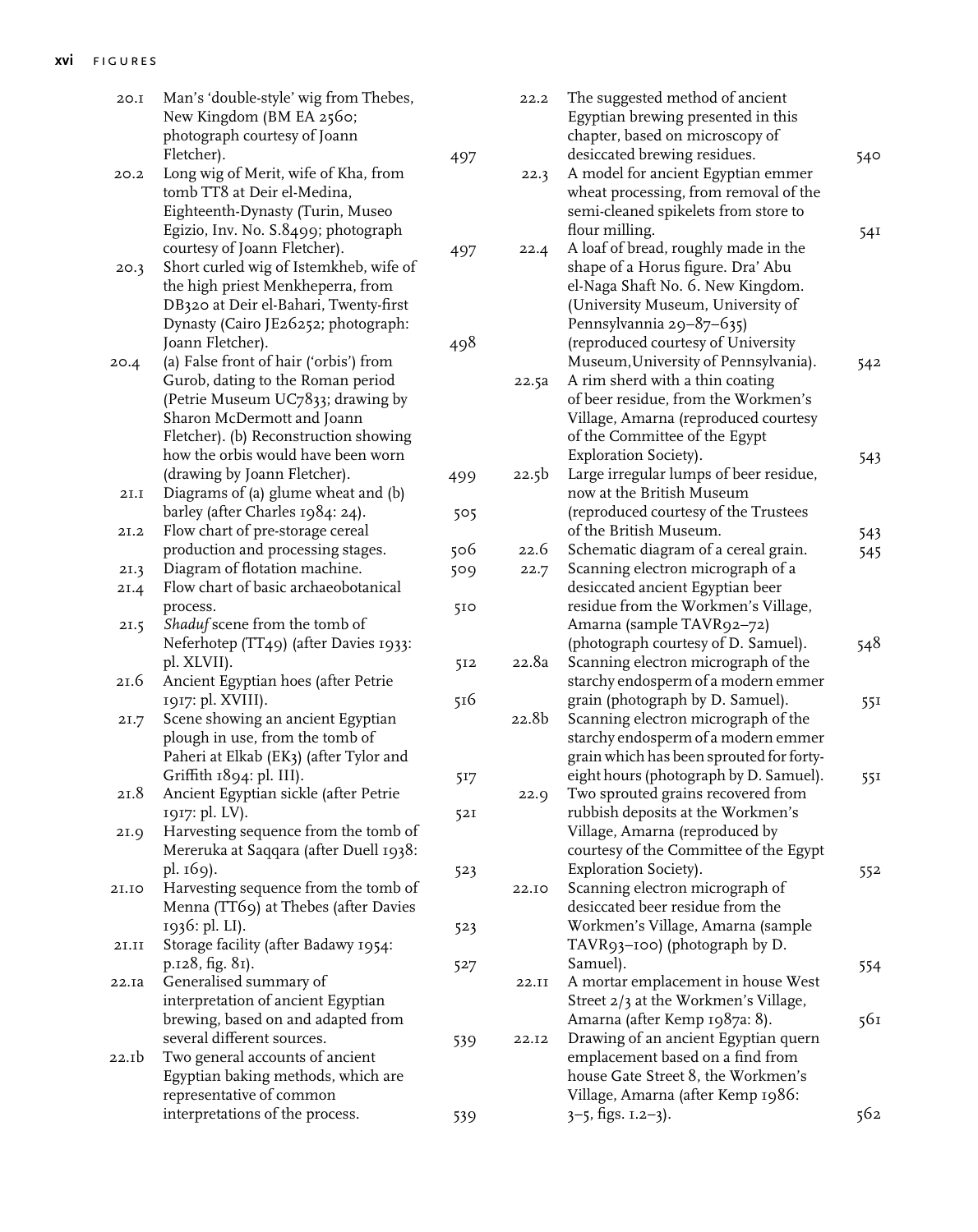| | | |
|---|---|---|
| 20.1 | Man's 'double-style' wig from Thebes, New Kingdom (BM EA 2560; photograph courtesy of Joann Fletcher). | 497 |
| 20.2 | Long wig of Merit, wife of Kha, from tomb TT8 at Deir el-Medina, Eighteenth-Dynasty (Turin, Museo Egizio, Inv. No. S.8499; photograph courtesy of Joann Fletcher). | 497 |
| 20.3 | Short curled wig of Istemkheb, wife of the high priest Menkheperra, from DB320 at Deir el-Bahari, Twenty-first Dynasty (Cairo JE26252; photograph: Joann Fletcher). | 498 |
| 20.4 | (a) False front of hair ('orbis') from Gurob, dating to the Roman period (Petrie Museum UC7833; drawing by Sharon McDermott and Joann Fletcher). (b) Reconstruction showing how the orbis would have been worn (drawing by Joann Fletcher). | 499 |
| 21.1 | Diagrams of (a) glume wheat and (b) barley (after Charles 1984: 24). | 505 |
| 21.2 | Flow chart of pre-storage cereal production and processing stages. | 506 |
| 21.3 | Diagram of flotation machine. | 509 |
| 21.4 | Flow chart of basic archaeobotanical process. | 510 |
| 21.5 | *Shaduf* scene from the tomb of Neferhotep (TT49) (after Davies 1933: pl. XLVII). | 512 |
| 21.6 | Ancient Egyptian hoes (after Petrie 1917: pl. XVIII). | 516 |
| 21.7 | Scene showing an ancient Egyptian plough in use, from the tomb of Paheri at Elkab (EK3) (after Tylor and Griffith 1894: pl. III). | 517 |
| 21.8 | Ancient Egyptian sickle (after Petrie 1917: pl. LV). | 521 |
| 21.9 | Harvesting sequence from the tomb of Mereruka at Saqqara (after Duell 1938: pl. 169). | 523 |
| 21.10 | Harvesting sequence from the tomb of Menna (TT69) at Thebes (after Davies 1936: pl. LI). | 523 |
| 21.11 | Storage facility (after Badawy 1954: p.128, fig. 81). | 527 |
| 22.1a | Generalised summary of interpretation of ancient Egyptian brewing, based on and adapted from several different sources. | 539 |
| 22.1b | Two general accounts of ancient Egyptian baking methods, which are representative of common interpretations of the process. | 539 |
| 22.2 | The suggested method of ancient Egyptian brewing presented in this chapter, based on microscopy of desiccated brewing residues. | 540 |
| 22.3 | A model for ancient Egyptian emmer wheat processing, from removal of the semi-cleaned spikelets from store to flour milling. | 541 |
| 22.4 | A loaf of bread, roughly made in the shape of a Horus figure. Dra' Abu el-Naga Shaft No. 6. New Kingdom. (University Museum, University of Pennsylvannia 29–87–635) (reproduced courtesy of University Museum,University of Pennsylvania). | 542 |
| 22.5a | A rim sherd with a thin coating of beer residue, from the Workmen's Village, Amarna (reproduced courtesy of the Committee of the Egypt Exploration Society). | 543 |
| 22.5b | Large irregular lumps of beer residue, now at the British Museum (reproduced courtesy of the Trustees of the British Museum. | 543 |
| 22.6 | Schematic diagram of a cereal grain. | 545 |
| 22.7 | Scanning electron micrograph of a desiccated ancient Egyptian beer residue from the Workmen's Village, Amarna (sample TAVR92–72) (photograph courtesy of D. Samuel). | 548 |
| 22.8a | Scanning electron micrograph of the starchy endosperm of a modern emmer grain (photograph by D. Samuel). | 551 |
| 22.8b | Scanning electron micrograph of the starchy endosperm of a modern emmer grain which has been sprouted for forty-eight hours (photograph by D. Samuel). | 551 |
| 22.9 | Two sprouted grains recovered from rubbish deposits at the Workmen's Village, Amarna (reproduced by courtesy of the Committee of the Egypt Exploration Society). | 552 |
| 22.10 | Scanning electron micrograph of desiccated beer residue from the Workmen's Village, Amarna (sample TAVR93–100) (photograph by D. Samuel). | 554 |
| 22.11 | A mortar emplacement in house West Street 2/3 at the Workmen's Village, Amarna (after Kemp 1987a: 8). | 561 |
| 22.12 | Drawing of an ancient Egyptian quern emplacement based on a find from house Gate Street 8, the Workmen's Village, Amarna (after Kemp 1986: 3–5, figs. 1.2–3). | 562 |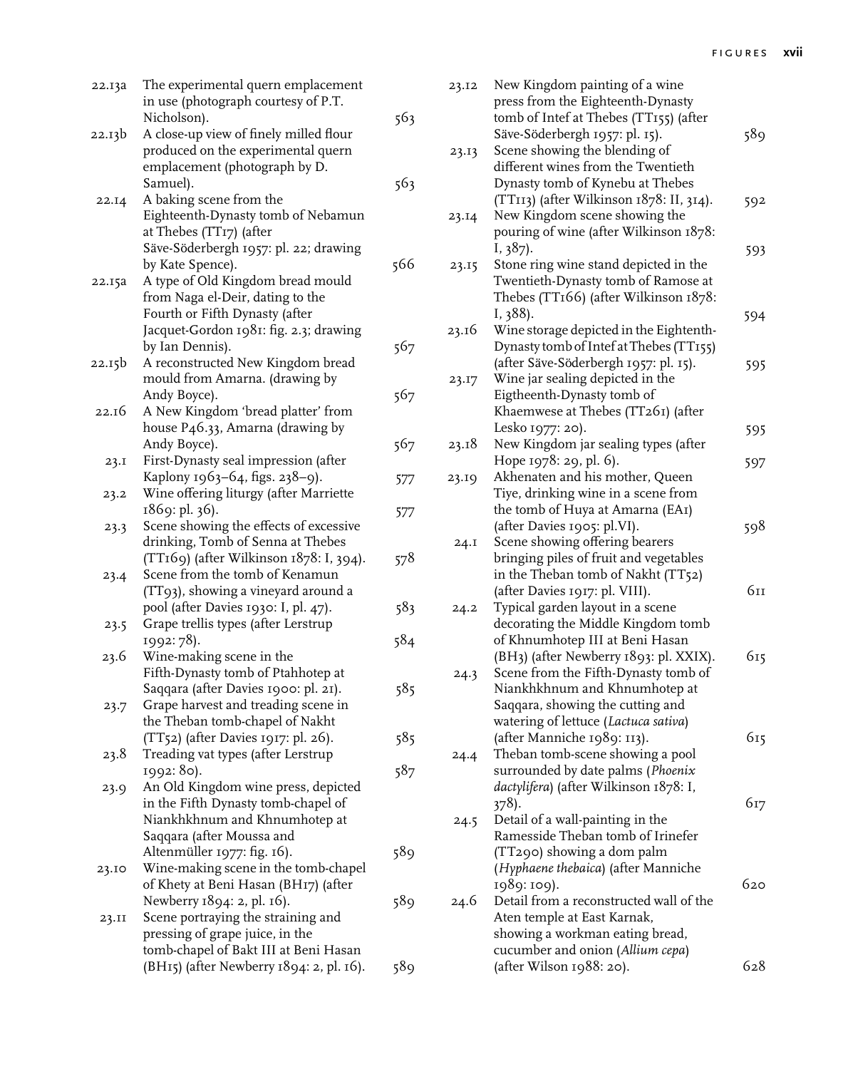| | | |
|---|---|---|
| 22.13a | The experimental quern emplacement in use (photograph courtesy of P.T. Nicholson). | 563 |
| 22.13b | A close-up view of finely milled flour produced on the experimental quern emplacement (photograph by D. Samuel). | 563 |
| 22.14 | A baking scene from the Eighteenth-Dynasty tomb of Nebamun at Thebes (TT17) (after Säve-Söderbergh 1957: pl. 22; drawing by Kate Spence). | 566 |
| 22.15a | A type of Old Kingdom bread mould from Naga el-Deir, dating to the Fourth or Fifth Dynasty (after Jacquet-Gordon 1981: fig. 2.3; drawing by Ian Dennis). | 567 |
| 22.15b | A reconstructed New Kingdom bread mould from Amarna. (drawing by Andy Boyce). | 567 |
| 22.16 | A New Kingdom 'bread platter' from house P46.33, Amarna (drawing by Andy Boyce). | 567 |
| 23.1 | First-Dynasty seal impression (after Kaplony 1963–64, figs. 238–9). | 577 |
| 23.2 | Wine offering liturgy (after Marriette 1869: pl. 36). | 577 |
| 23.3 | Scene showing the effects of excessive drinking, Tomb of Senna at Thebes (TT169) (after Wilkinson 1878: I, 394). | 578 |
| 23.4 | Scene from the tomb of Kenamun (TT93), showing a vineyard around a pool (after Davies 1930: I, pl. 47). | 583 |
| 23.5 | Grape trellis types (after Lerstrup 1992: 78). | 584 |
| 23.6 | Wine-making scene in the Fifth-Dynasty tomb of Ptahhotep at Saqqara (after Davies 1900: pl. 21). | 585 |
| 23.7 | Grape harvest and treading scene in the Theban tomb-chapel of Nakht (TT52) (after Davies 1917: pl. 26). | 585 |
| 23.8 | Treading vat types (after Lerstrup 1992: 80). | 587 |
| 23.9 | An Old Kingdom wine press, depicted in the Fifth Dynasty tomb-chapel of Niankhkhnum and Khnumhotep at Saqqara (after Moussa and Altenmüller 1977: fig. 16). | 589 |
| 23.10 | Wine-making scene in the tomb-chapel of Khety at Beni Hasan (BH17) (after Newberry 1894: 2, pl. 16). | 589 |
| 23.11 | Scene portraying the straining and pressing of grape juice, in the tomb-chapel of Bakt III at Beni Hasan (BH15) (after Newberry 1894: 2, pl. 16). | 589 |
| 23.12 | New Kingdom painting of a wine press from the Eighteenth-Dynasty tomb of Intef at Thebes (TT155) (after Säve-Söderbergh 1957: pl. 15). | 589 |
| 23.13 | Scene showing the blending of different wines from the Twentieth Dynasty tomb of Kynebu at Thebes (TT113) (after Wilkinson 1878: II, 314). | 592 |
| 23.14 | New Kingdom scene showing the pouring of wine (after Wilkinson 1878: I, 387). | 593 |
| 23.15 | Stone ring wine stand depicted in the Twentieth-Dynasty tomb of Ramose at Thebes (TT166) (after Wilkinson 1878: I, 388). | 594 |
| 23.16 | Wine storage depicted in the Eightenth-Dynasty tomb of Intef at Thebes (TT155) (after Säve-Söderbergh 1957: pl. 15). | 595 |
| 23.17 | Wine jar sealing depicted in the Eigtheenth-Dynasty tomb of Khaemwese at Thebes (TT261) (after Lesko 1977: 20). | 595 |
| 23.18 | New Kingdom jar sealing types (after Hope 1978: 29, pl. 6). | 597 |
| 23.19 | Akhenaten and his mother, Queen Tiye, drinking wine in a scene from the tomb of Huya at Amarna (EA1) (after Davies 1905: pl.VI). | 598 |
| 24.1 | Scene showing offering bearers bringing piles of fruit and vegetables in the Theban tomb of Nakht (TT52) (after Davies 1917: pl. VIII). | 611 |
| 24.2 | Typical garden layout in a scene decorating the Middle Kingdom tomb of Khnumhotep III at Beni Hasan (BH3) (after Newberry 1893: pl. XXIX). | 615 |
| 24.3 | Scene from the Fifth-Dynasty tomb of Niankhkhnum and Khnumhotep at Saqqara, showing the cutting and watering of lettuce (*Lactuca sativa*) (after Manniche 1989: 113). | 615 |
| 24.4 | Theban tomb-scene showing a pool surrounded by date palms (*Phoenix dactylifera*) (after Wilkinson 1878: I, 378). | 617 |
| 24.5 | Detail of a wall-painting in the Ramesside Theban tomb of Irinefer (TT290) showing a dom palm (*Hyphaene thebaica*) (after Manniche 1989: 109). | 620 |
| 24.6 | Detail from a reconstructed wall of the Aten temple at East Karnak, showing a workman eating bread, cucumber and onion (*Allium cepa*) (after Wilson 1988: 20). | 628 |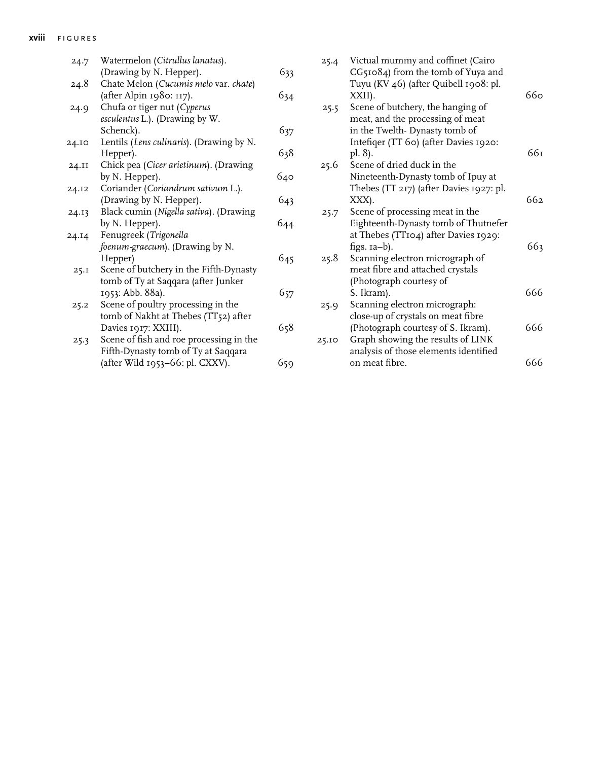| | | |
|---|---|---|
| 24.7 | Watermelon (*Citrullus lanatus*). (Drawing by N. Hepper). | 633 |
| 24.8 | Chate Melon (*Cucumis melo* var. *chate*) (after Alpin 1980: 117). | 634 |
| 24.9 | Chufa or tiger nut (*Cyperus esculentus* L.). (Drawing by W. Schenck). | 637 |
| 24.10 | Lentils (*Lens culinaris*). (Drawing by N. Hepper). | 638 |
| 24.11 | Chick pea (*Cicer arietinum*). (Drawing by N. Hepper). | 640 |
| 24.12 | Coriander (*Coriandrum sativum* L.). (Drawing by N. Hepper). | 643 |
| 24.13 | Black cumin (*Nigella sativa*). (Drawing by N. Hepper). | 644 |
| 24.14 | Fenugreek (*Trigonella foenum-graecum*). (Drawing by N. Hepper) | 645 |
| 25.1 | Scene of butchery in the Fifth-Dynasty tomb of Ty at Saqqara (after Junker 1953: Abb. 88a). | 657 |
| 25.2 | Scene of poultry processing in the tomb of Nakht at Thebes (TT52) after Davies 1917: XXIII). | 658 |
| 25.3 | Scene of fish and roe processing in the Fifth-Dynasty tomb of Ty at Saqqara (after Wild 1953–66: pl. CXXV). | 659 |
| 25.4 | Victual mummy and coffinet (Cairo CG51084) from the tomb of Yuya and Tuyu (KV 46) (after Quibell 1908: pl. XXII). | 660 |
| 25.5 | Scene of butchery, the hanging of meat, and the processing of meat in the Twelth- Dynasty tomb of Intefiqer (TT 60) (after Davies 1920: pl. 8). | 661 |
| 25.6 | Scene of dried duck in the Nineteenth-Dynasty tomb of Ipuy at Thebes (TT 217) (after Davies 1927: pl. XXX). | 662 |
| 25.7 | Scene of processing meat in the Eighteenth-Dynasty tomb of Thutnefer at Thebes (TT104) after Davies 1929: figs. 1a–b). | 663 |
| 25.8 | Scanning electron micrograph of meat fibre and attached crystals (Photograph courtesy of S. Ikram). | 666 |
| 25.9 | Scanning electron micrograph: close-up of crystals on meat fibre (Photograph courtesy of S. Ikram). | 666 |
| 25.10 | Graph showing the results of LINK analysis of those elements identified on meat fibre. | 666 |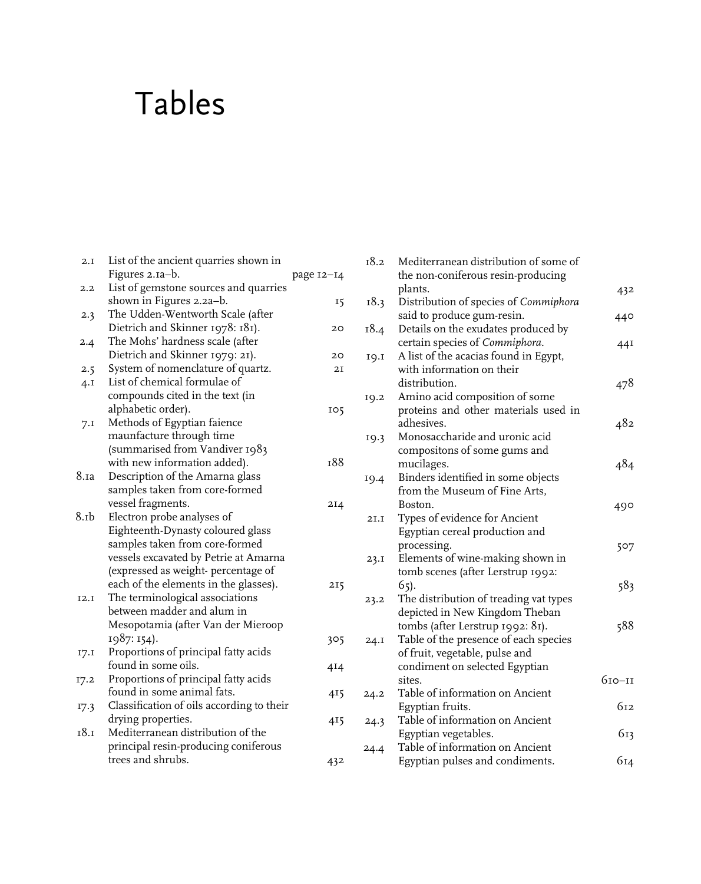# Tables

| | | |
|---|---|---|
| 2.1 | List of the ancient quarries shown in Figures 2.1a–b. | page 12–14 |
| 2.2 | List of gemstone sources and quarries shown in Figures 2.2a–b. | 15 |
| 2.3 | The Udden-Wentworth Scale (after Dietrich and Skinner 1978: 181). | 20 |
| 2.4 | The Mohs' hardness scale (after Dietrich and Skinner 1979: 21). | 20 |
| 2.5 | System of nomenclature of quartz. | 21 |
| 4.1 | List of chemical formulae of compounds cited in the text (in alphabetic order). | 105 |
| 7.1 | Methods of Egyptian faience maunfacture through time (summarised from Vandiver 1983 with new information added). | 188 |
| 8.1a | Description of the Amarna glass samples taken from core-formed vessel fragments. | 214 |
| 8.1b | Electron probe analyses of Eighteenth-Dynasty coloured glass samples taken from core-formed vessels excavated by Petrie at Amarna (expressed as weight- percentage of each of the elements in the glasses). | 215 |
| 12.1 | The terminological associations between madder and alum in Mesopotamia (after Van der Mieroop 1987: 154). | 305 |
| 17.1 | Proportions of principal fatty acids found in some oils. | 414 |
| 17.2 | Proportions of principal fatty acids found in some animal fats. | 415 |
| 17.3 | Classification of oils according to their drying properties. | 415 |
| 18.1 | Mediterranean distribution of the principal resin-producing coniferous trees and shrubs. | 432 |
| 18.2 | Mediterranean distribution of some of the non-coniferous resin-producing plants. | 432 |
| 18.3 | Distribution of species of *Commiphora* said to produce gum-resin. | 440 |
| 18.4 | Details on the exudates produced by certain species of *Commiphora*. | 441 |
| 19.1 | A list of the acacias found in Egypt, with information on their distribution. | 478 |
| 19.2 | Amino acid composition of some proteins and other materials used in adhesives. | 482 |
| 19.3 | Monosaccharide and uronic acid compositons of some gums and mucilages. | 484 |
| 19.4 | Binders identified in some objects from the Museum of Fine Arts, Boston. | 490 |
| 21.1 | Types of evidence for Ancient Egyptian cereal production and processing. | 507 |
| 23.1 | Elements of wine-making shown in tomb scenes (after Lerstrup 1992: 65). | 583 |
| 23.2 | The distribution of treading vat types depicted in New Kingdom Theban tombs (after Lerstrup 1992: 81). | 588 |
| 24.1 | Table of the presence of each species of fruit, vegetable, pulse and condiment on selected Egyptian sites. | 610–11 |
| 24.2 | Table of information on Ancient Egyptian fruits. | 612 |
| 24.3 | Table of information on Ancient Egyptian vegetables. | 613 |
| 24.4 | Table of information on Ancient Egyptian pulses and condiments. | 614 |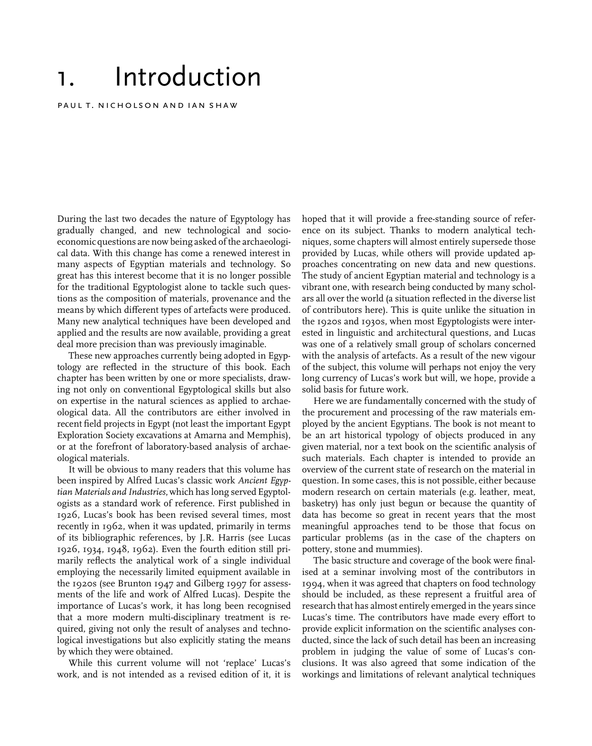# 1. Introduction

PAUL T. NICHOLSON AND IAN SHAW

During the last two decades the nature of Egyptology has gradually changed, and new technological and socio-economic questions are now being asked of the archaeological data. With this change has come a renewed interest in many aspects of Egyptian materials and technology. So great has this interest become that it is no longer possible for the traditional Egyptologist alone to tackle such questions as the composition of materials, provenance and the means by which different types of artefacts were produced. Many new analytical techniques have been developed and applied and the results are now available, providing a great deal more precision than was previously imaginable.

These new approaches currently being adopted in Egyptology are reflected in the structure of this book. Each chapter has been written by one or more specialists, drawing not only on conventional Egyptological skills but also on expertise in the natural sciences as applied to archaeological data. All the contributors are either involved in recent field projects in Egypt (not least the important Egypt Exploration Society excavations at Amarna and Memphis), or at the forefront of laboratory-based analysis of archaeological materials.

It will be obvious to many readers that this volume has been inspired by Alfred Lucas's classic work *Ancient Egyptian Materials and Industries*, which has long served Egyptologists as a standard work of reference. First published in 1926, Lucas's book has been revised several times, most recently in 1962, when it was updated, primarily in terms of its bibliographic references, by J.R. Harris (see Lucas 1926, 1934, 1948, 1962). Even the fourth edition still primarily reflects the analytical work of a single individual employing the necessarily limited equipment available in the 1920s (see Brunton 1947 and Gilberg 1997 for assessments of the life and work of Alfred Lucas). Despite the importance of Lucas's work, it has long been recognised that a more modern multi-disciplinary treatment is required, giving not only the result of analyses and technological investigations but also explicitly stating the means by which they were obtained.

While this current volume will not 'replace' Lucas's work, and is not intended as a revised edition of it, it is hoped that it will provide a free-standing source of reference on its subject. Thanks to modern analytical techniques, some chapters will almost entirely supersede those provided by Lucas, while others will provide updated approaches concentrating on new data and new questions. The study of ancient Egyptian material and technology is a vibrant one, with research being conducted by many scholars all over the world (a situation reflected in the diverse list of contributors here). This is quite unlike the situation in the 1920s and 1930s, when most Egyptologists were interested in linguistic and architectural questions, and Lucas was one of a relatively small group of scholars concerned with the analysis of artefacts. As a result of the new vigour of the subject, this volume will perhaps not enjoy the very long currency of Lucas's work but will, we hope, provide a solid basis for future work.

Here we are fundamentally concerned with the study of the procurement and processing of the raw materials employed by the ancient Egyptians. The book is not meant to be an art historical typology of objects produced in any given material, nor a text book on the scientific analysis of such materials. Each chapter is intended to provide an overview of the current state of research on the material in question. In some cases, this is not possible, either because modern research on certain materials (e.g. leather, meat, basketry) has only just begun or because the quantity of data has become so great in recent years that the most meaningful approaches tend to be those that focus on particular problems (as in the case of the chapters on pottery, stone and mummies).

The basic structure and coverage of the book were finalised at a seminar involving most of the contributors in 1994, when it was agreed that chapters on food technology should be included, as these represent a fruitful area of research that has almost entirely emerged in the years since Lucas's time. The contributors have made every effort to provide explicit information on the scientific analyses conducted, since the lack of such detail has been an increasing problem in judging the value of some of Lucas's conclusions. It was also agreed that some indication of the workings and limitations of relevant analytical techniques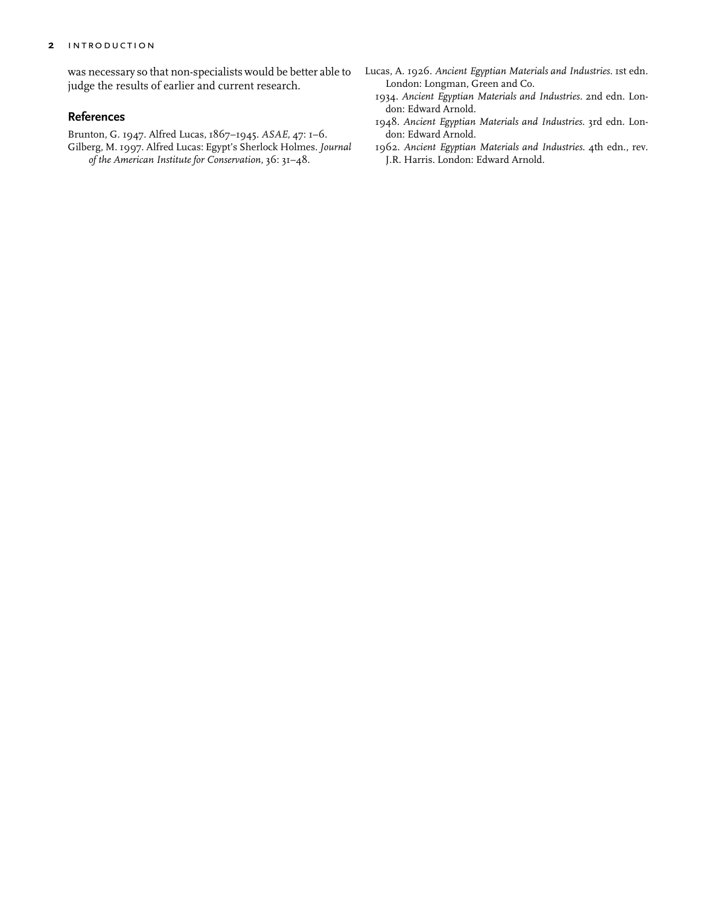was necessary so that non-specialists would be better able to judge the results of earlier and current research.

## References

Brunton, G. 1947. Alfred Lucas, 1867–1945. *ASAE*, 47: 1–6.

Gilberg, M. 1997. Alfred Lucas: Egypt's Sherlock Holmes. *Journal of the American Institute for Conservation*, 36: 31–48.

Lucas, A. 1926. *Ancient Egyptian Materials and Industries*. 1st edn. London: Longman, Green and Co.

1934. *Ancient Egyptian Materials and Industries*. 2nd edn. London: Edward Arnold.

1948. *Ancient Egyptian Materials and Industries*. 3rd edn. London: Edward Arnold.

1962. *Ancient Egyptian Materials and Industries*. 4th edn., rev. J.R. Harris. London: Edward Arnold.